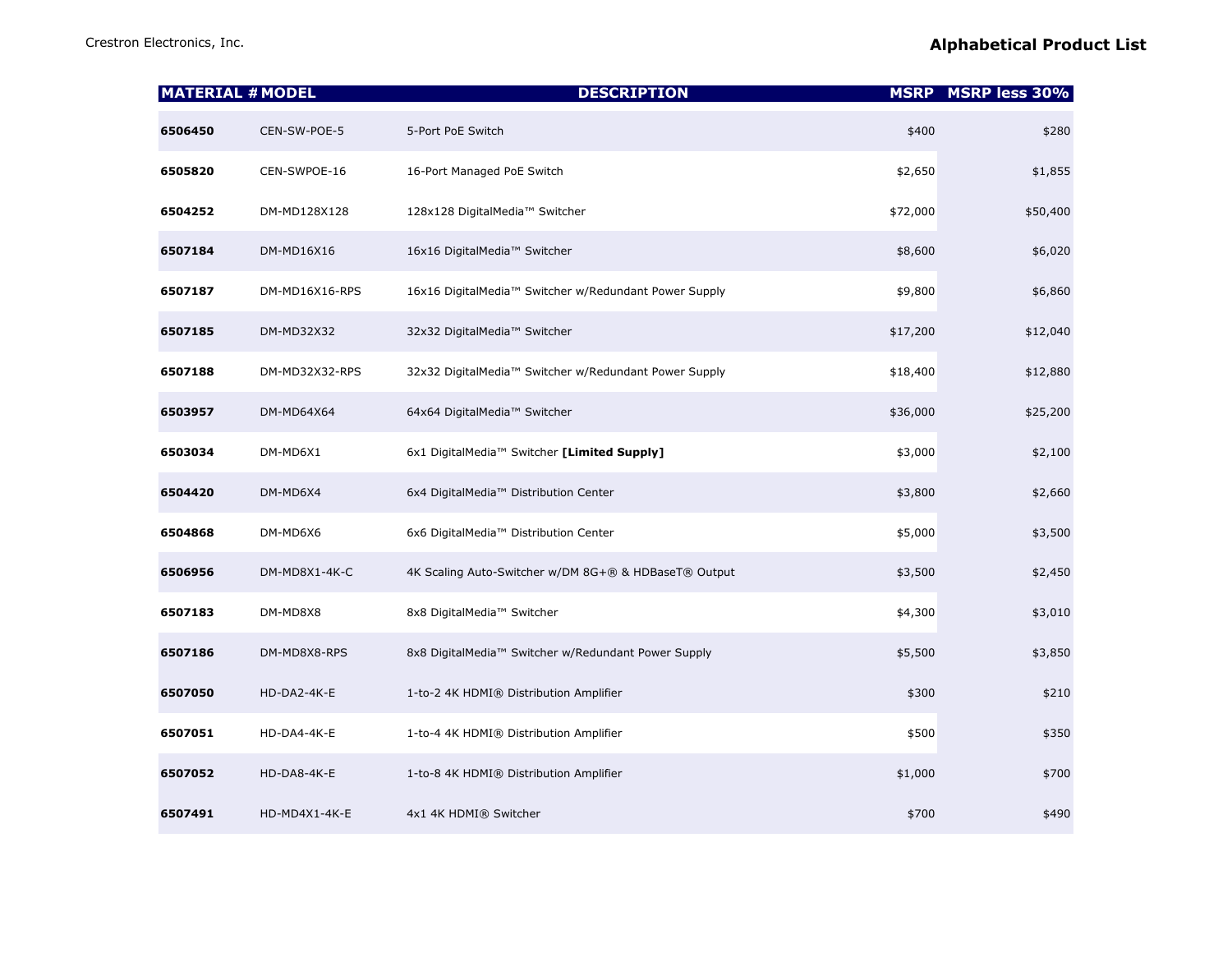Crestron Electronics, Inc.

# Alphabetical Product List

| MATERIAL # | MODEL | DESCRIPTION | MSRP | MSRP less 30% |
|---|---|---|---|---|
| **6506450** | CEN-SW-POE-5 | 5-Port PoE Switch | $400 | $280 |
| **6505820** | CEN-SWPOE-16 | 16-Port Managed PoE Switch | $2,650 | $1,855 |
| **6504252** | DM-MD128X128 | 128x128 DigitalMedia™ Switcher | $72,000 | $50,400 |
| **6507184** | DM-MD16X16 | 16x16 DigitalMedia™ Switcher | $8,600 | $6,020 |
| **6507187** | DM-MD16X16-RPS | 16x16 DigitalMedia™ Switcher w/Redundant Power Supply | $9,800 | $6,860 |
| **6507185** | DM-MD32X32 | 32x32 DigitalMedia™ Switcher | $17,200 | $12,040 |
| **6507188** | DM-MD32X32-RPS | 32x32 DigitalMedia™ Switcher w/Redundant Power Supply | $18,400 | $12,880 |
| **6503957** | DM-MD64X64 | 64x64 DigitalMedia™ Switcher | $36,000 | $25,200 |
| **6503034** | DM-MD6X1 | 6x1 DigitalMedia™ Switcher **[Limited Supply]** | $3,000 | $2,100 |
| **6504420** | DM-MD6X4 | 6x4 DigitalMedia™ Distribution Center | $3,800 | $2,660 |
| **6504868** | DM-MD6X6 | 6x6 DigitalMedia™ Distribution Center | $5,000 | $3,500 |
| **6506956** | DM-MD8X1-4K-C | 4K Scaling Auto-Switcher w/DM 8G+® & HDBaseT® Output | $3,500 | $2,450 |
| **6507183** | DM-MD8X8 | 8x8 DigitalMedia™ Switcher | $4,300 | $3,010 |
| **6507186** | DM-MD8X8-RPS | 8x8 DigitalMedia™ Switcher w/Redundant Power Supply | $5,500 | $3,850 |
| **6507050** | HD-DA2-4K-E | 1-to-2 4K HDMI® Distribution Amplifier | $300 | $210 |
| **6507051** | HD-DA4-4K-E | 1-to-4 4K HDMI® Distribution Amplifier | $500 | $350 |
| **6507052** | HD-DA8-4K-E | 1-to-8 4K HDMI® Distribution Amplifier | $1,000 | $700 |
| **6507491** | HD-MD4X1-4K-E | 4x1 4K HDMI® Switcher | $700 | $490 |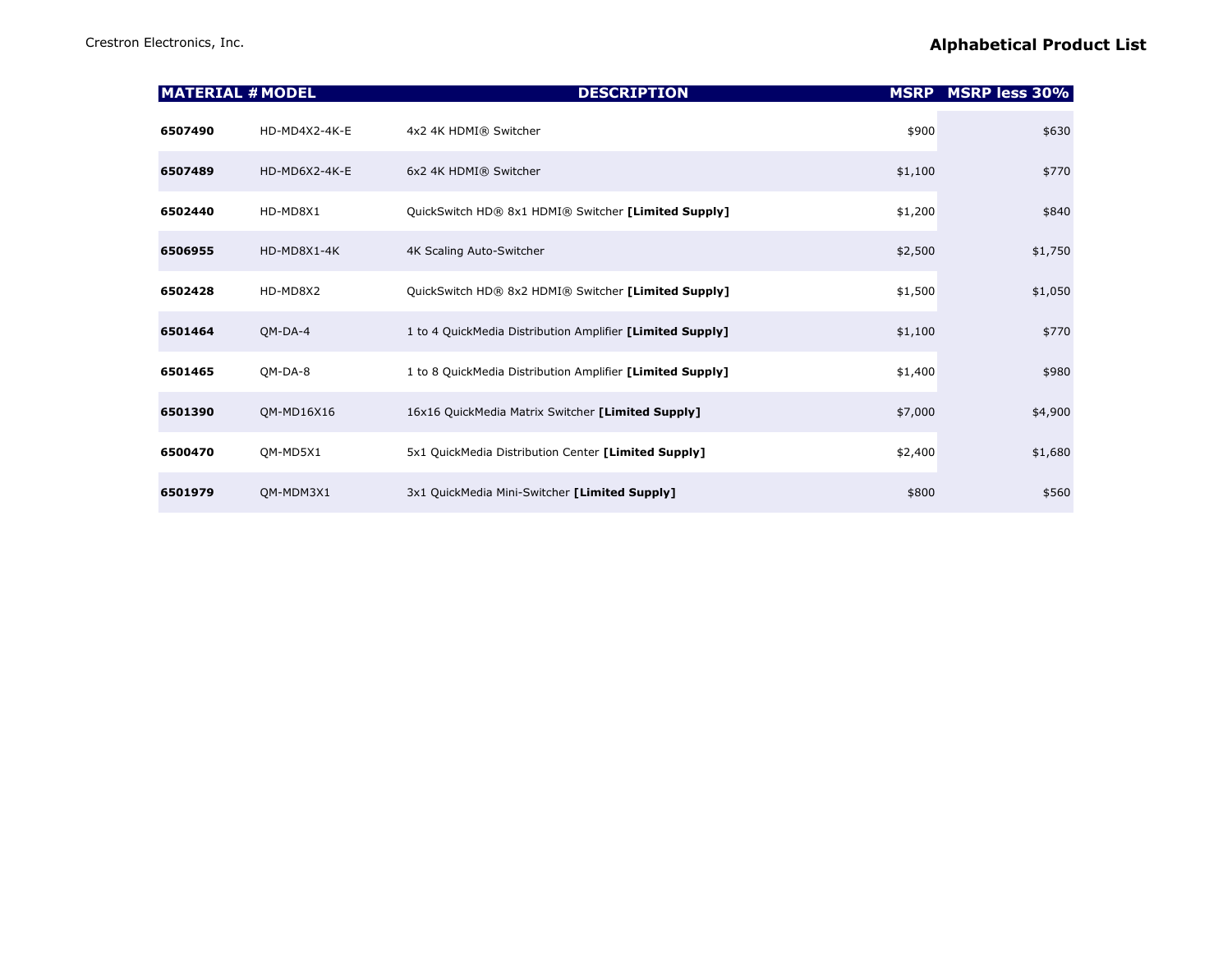| MATERIAL # | MODEL | DESCRIPTION | MSRP | MSRP less 30% |
|---|---|---|---|---|
| **6507490** | HD-MD4X2-4K-E | 4x2 4K HDMI® Switcher | $900 | $630 |
| **6507489** | HD-MD6X2-4K-E | 6x2 4K HDMI® Switcher | $1,100 | $770 |
| **6502440** | HD-MD8X1 | QuickSwitch HD® 8x1 HDMI® Switcher **[Limited Supply]** | $1,200 | $840 |
| **6506955** | HD-MD8X1-4K | 4K Scaling Auto-Switcher | $2,500 | $1,750 |
| **6502428** | HD-MD8X2 | QuickSwitch HD® 8x2 HDMI® Switcher **[Limited Supply]** | $1,500 | $1,050 |
| **6501464** | QM-DA-4 | 1 to 4 QuickMedia Distribution Amplifier **[Limited Supply]** | $1,100 | $770 |
| **6501465** | QM-DA-8 | 1 to 8 QuickMedia Distribution Amplifier **[Limited Supply]** | $1,400 | $980 |
| **6501390** | QM-MD16X16 | 16x16 QuickMedia Matrix Switcher **[Limited Supply]** | $7,000 | $4,900 |
| **6500470** | QM-MD5X1 | 5x1 QuickMedia Distribution Center **[Limited Supply]** | $2,400 | $1,680 |
| **6501979** | QM-MDM3X1 | 3x1 QuickMedia Mini-Switcher **[Limited Supply]** | $800 | $560 |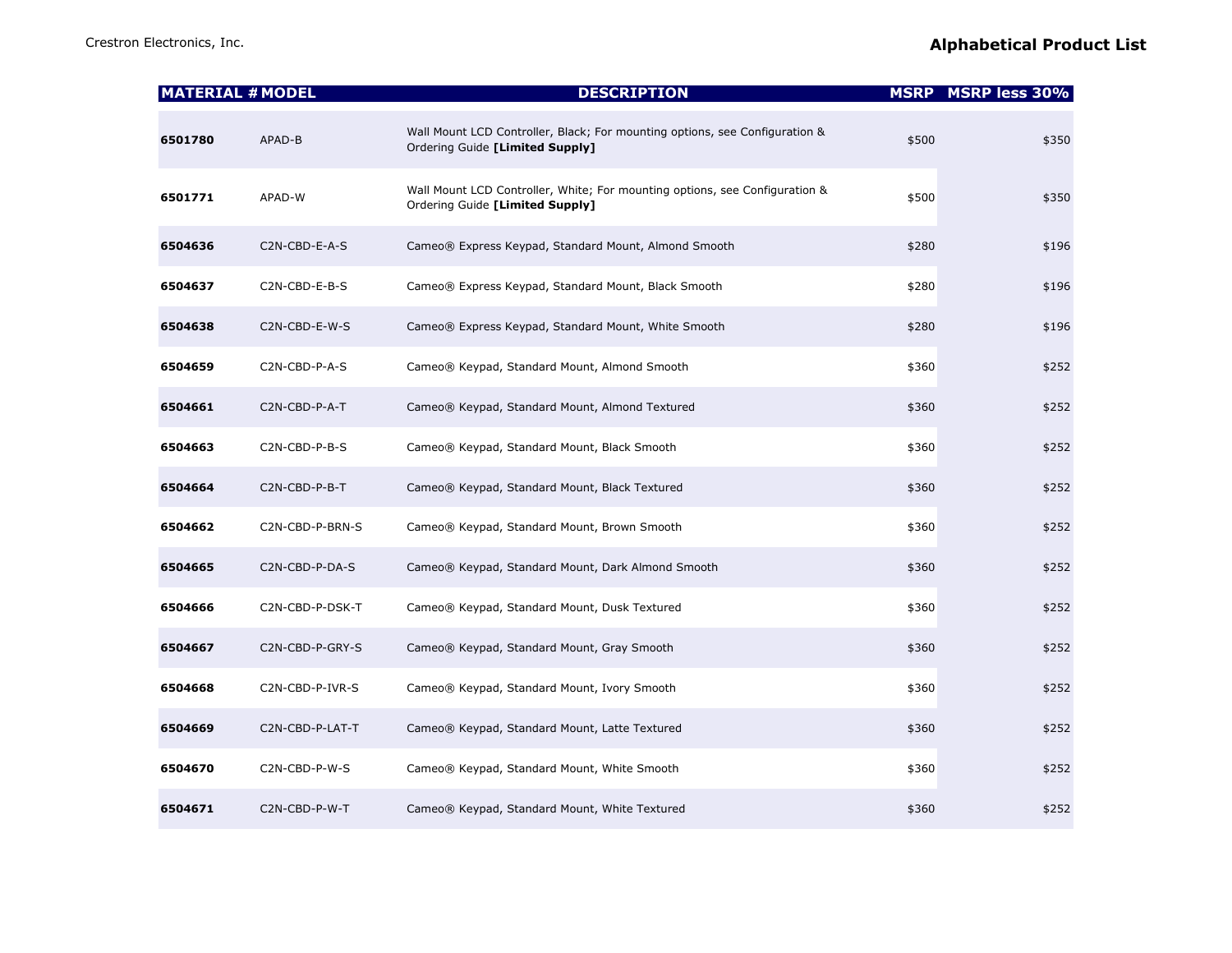| MATERIAL # | MODEL | DESCRIPTION | MSRP | MSRP less 30% |
|---|---|---|---|---|
| **6501780** | APAD-B | Wall Mount LCD Controller, Black; For mounting options, see Configuration & Ordering Guide **[Limited Supply]** | $500 | $350 |
| **6501771** | APAD-W | Wall Mount LCD Controller, White; For mounting options, see Configuration & Ordering Guide **[Limited Supply]** | $500 | $350 |
| **6504636** | C2N-CBD-E-A-S | Cameo® Express Keypad, Standard Mount, Almond Smooth | $280 | $196 |
| **6504637** | C2N-CBD-E-B-S | Cameo® Express Keypad, Standard Mount, Black Smooth | $280 | $196 |
| **6504638** | C2N-CBD-E-W-S | Cameo® Express Keypad, Standard Mount, White Smooth | $280 | $196 |
| **6504659** | C2N-CBD-P-A-S | Cameo® Keypad, Standard Mount, Almond Smooth | $360 | $252 |
| **6504661** | C2N-CBD-P-A-T | Cameo® Keypad, Standard Mount, Almond Textured | $360 | $252 |
| **6504663** | C2N-CBD-P-B-S | Cameo® Keypad, Standard Mount, Black Smooth | $360 | $252 |
| **6504664** | C2N-CBD-P-B-T | Cameo® Keypad, Standard Mount, Black Textured | $360 | $252 |
| **6504662** | C2N-CBD-P-BRN-S | Cameo® Keypad, Standard Mount, Brown Smooth | $360 | $252 |
| **6504665** | C2N-CBD-P-DA-S | Cameo® Keypad, Standard Mount, Dark Almond Smooth | $360 | $252 |
| **6504666** | C2N-CBD-P-DSK-T | Cameo® Keypad, Standard Mount, Dusk Textured | $360 | $252 |
| **6504667** | C2N-CBD-P-GRY-S | Cameo® Keypad, Standard Mount, Gray Smooth | $360 | $252 |
| **6504668** | C2N-CBD-P-IVR-S | Cameo® Keypad, Standard Mount, Ivory Smooth | $360 | $252 |
| **6504669** | C2N-CBD-P-LAT-T | Cameo® Keypad, Standard Mount, Latte Textured | $360 | $252 |
| **6504670** | C2N-CBD-P-W-S | Cameo® Keypad, Standard Mount, White Smooth | $360 | $252 |
| **6504671** | C2N-CBD-P-W-T | Cameo® Keypad, Standard Mount, White Textured | $360 | $252 |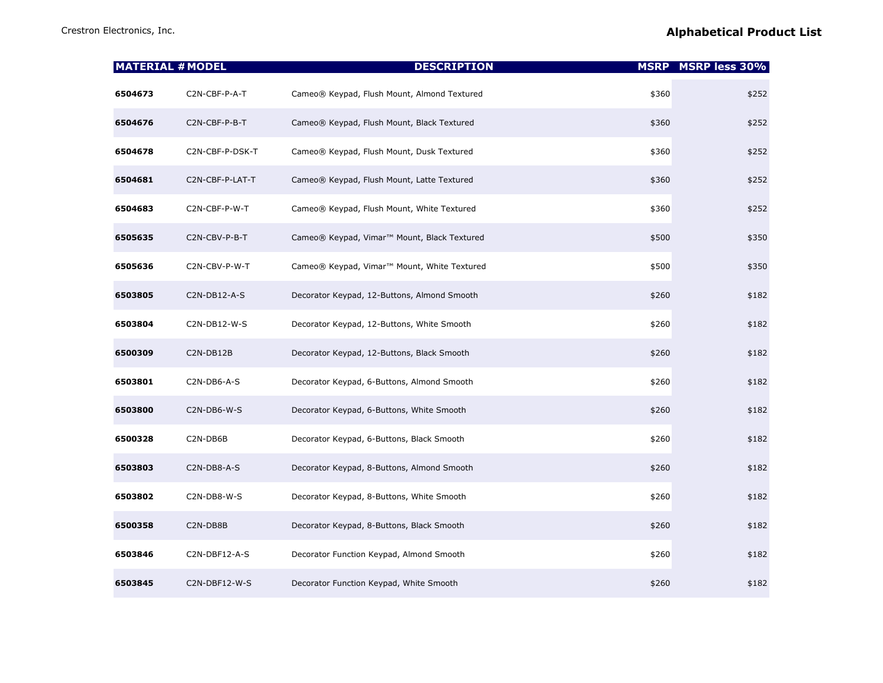| MATERIAL # | MODEL | DESCRIPTION | MSRP | MSRP less 30% |
|---|---|---|---|---|
| **6504673** | C2N-CBF-P-A-T | Cameo® Keypad, Flush Mount, Almond Textured | $360 | $252 |
| **6504676** | C2N-CBF-P-B-T | Cameo® Keypad, Flush Mount, Black Textured | $360 | $252 |
| **6504678** | C2N-CBF-P-DSK-T | Cameo® Keypad, Flush Mount, Dusk Textured | $360 | $252 |
| **6504681** | C2N-CBF-P-LAT-T | Cameo® Keypad, Flush Mount, Latte Textured | $360 | $252 |
| **6504683** | C2N-CBF-P-W-T | Cameo® Keypad, Flush Mount, White Textured | $360 | $252 |
| **6505635** | C2N-CBV-P-B-T | Cameo® Keypad, Vimar™ Mount, Black Textured | $500 | $350 |
| **6505636** | C2N-CBV-P-W-T | Cameo® Keypad, Vimar™ Mount, White Textured | $500 | $350 |
| **6503805** | C2N-DB12-A-S | Decorator Keypad, 12-Buttons, Almond Smooth | $260 | $182 |
| **6503804** | C2N-DB12-W-S | Decorator Keypad, 12-Buttons, White Smooth | $260 | $182 |
| **6500309** | C2N-DB12B | Decorator Keypad, 12-Buttons, Black Smooth | $260 | $182 |
| **6503801** | C2N-DB6-A-S | Decorator Keypad, 6-Buttons, Almond Smooth | $260 | $182 |
| **6503800** | C2N-DB6-W-S | Decorator Keypad, 6-Buttons, White Smooth | $260 | $182 |
| **6500328** | C2N-DB6B | Decorator Keypad, 6-Buttons, Black Smooth | $260 | $182 |
| **6503803** | C2N-DB8-A-S | Decorator Keypad, 8-Buttons, Almond Smooth | $260 | $182 |
| **6503802** | C2N-DB8-W-S | Decorator Keypad, 8-Buttons, White Smooth | $260 | $182 |
| **6500358** | C2N-DB8B | Decorator Keypad, 8-Buttons, Black Smooth | $260 | $182 |
| **6503846** | C2N-DBF12-A-S | Decorator Function Keypad, Almond Smooth | $260 | $182 |
| **6503845** | C2N-DBF12-W-S | Decorator Function Keypad, White Smooth | $260 | $182 |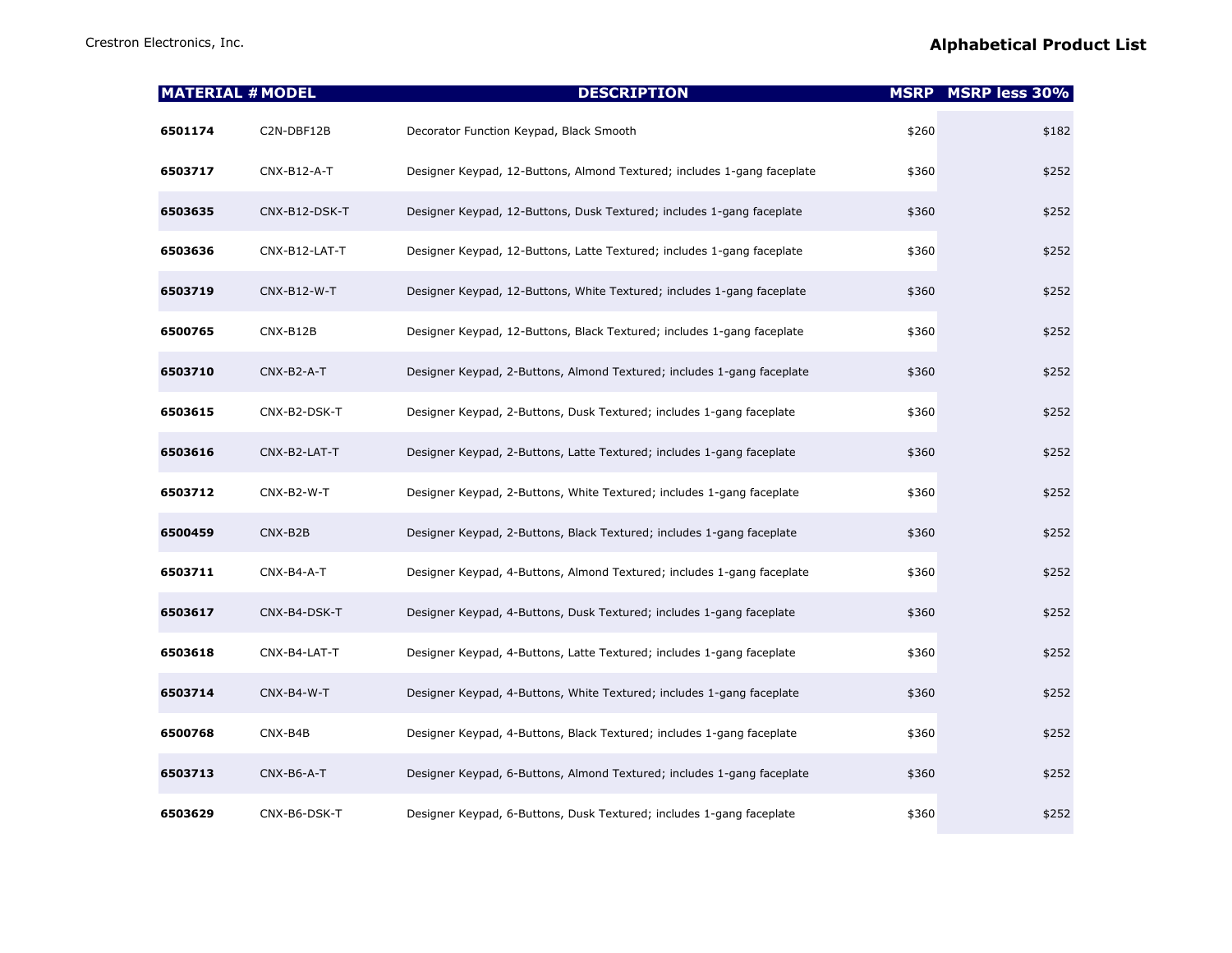| MATERIAL # | MODEL | DESCRIPTION | MSRP | MSRP less 30% |
|---|---|---|---|---|
| **6501174** | C2N-DBF12B | Decorator Function Keypad, Black Smooth | $260 | $182 |
| **6503717** | CNX-B12-A-T | Designer Keypad, 12-Buttons, Almond Textured; includes 1-gang faceplate | $360 | $252 |
| **6503635** | CNX-B12-DSK-T | Designer Keypad, 12-Buttons, Dusk Textured; includes 1-gang faceplate | $360 | $252 |
| **6503636** | CNX-B12-LAT-T | Designer Keypad, 12-Buttons, Latte Textured; includes 1-gang faceplate | $360 | $252 |
| **6503719** | CNX-B12-W-T | Designer Keypad, 12-Buttons, White Textured; includes 1-gang faceplate | $360 | $252 |
| **6500765** | CNX-B12B | Designer Keypad, 12-Buttons, Black Textured; includes 1-gang faceplate | $360 | $252 |
| **6503710** | CNX-B2-A-T | Designer Keypad, 2-Buttons, Almond Textured; includes 1-gang faceplate | $360 | $252 |
| **6503615** | CNX-B2-DSK-T | Designer Keypad, 2-Buttons, Dusk Textured; includes 1-gang faceplate | $360 | $252 |
| **6503616** | CNX-B2-LAT-T | Designer Keypad, 2-Buttons, Latte Textured; includes 1-gang faceplate | $360 | $252 |
| **6503712** | CNX-B2-W-T | Designer Keypad, 2-Buttons, White Textured; includes 1-gang faceplate | $360 | $252 |
| **6500459** | CNX-B2B | Designer Keypad, 2-Buttons, Black Textured; includes 1-gang faceplate | $360 | $252 |
| **6503711** | CNX-B4-A-T | Designer Keypad, 4-Buttons, Almond Textured; includes 1-gang faceplate | $360 | $252 |
| **6503617** | CNX-B4-DSK-T | Designer Keypad, 4-Buttons, Dusk Textured; includes 1-gang faceplate | $360 | $252 |
| **6503618** | CNX-B4-LAT-T | Designer Keypad, 4-Buttons, Latte Textured; includes 1-gang faceplate | $360 | $252 |
| **6503714** | CNX-B4-W-T | Designer Keypad, 4-Buttons, White Textured; includes 1-gang faceplate | $360 | $252 |
| **6500768** | CNX-B4B | Designer Keypad, 4-Buttons, Black Textured; includes 1-gang faceplate | $360 | $252 |
| **6503713** | CNX-B6-A-T | Designer Keypad, 6-Buttons, Almond Textured; includes 1-gang faceplate | $360 | $252 |
| **6503629** | CNX-B6-DSK-T | Designer Keypad, 6-Buttons, Dusk Textured; includes 1-gang faceplate | $360 | $252 |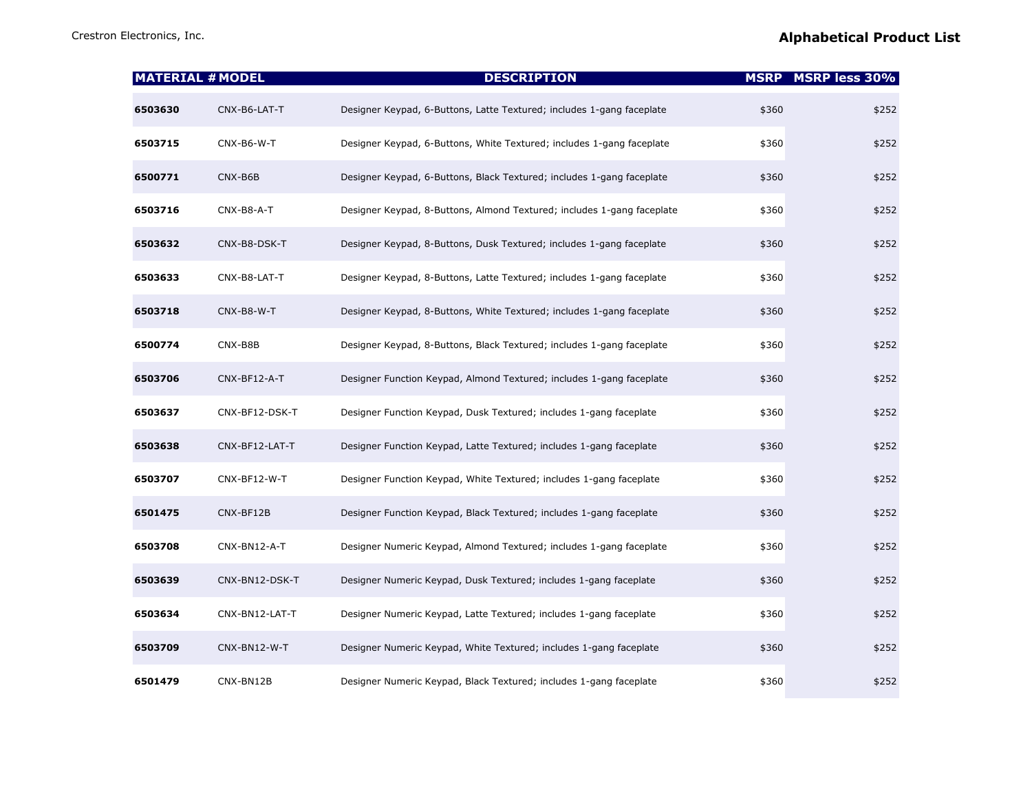| MATERIAL # | MODEL | DESCRIPTION | MSRP | MSRP less 30% |
|---|---|---|---|---|
| **6503630** | CNX-B6-LAT-T | Designer Keypad, 6-Buttons, Latte Textured; includes 1-gang faceplate | $360 | $252 |
| **6503715** | CNX-B6-W-T | Designer Keypad, 6-Buttons, White Textured; includes 1-gang faceplate | $360 | $252 |
| **6500771** | CNX-B6B | Designer Keypad, 6-Buttons, Black Textured; includes 1-gang faceplate | $360 | $252 |
| **6503716** | CNX-B8-A-T | Designer Keypad, 8-Buttons, Almond Textured; includes 1-gang faceplate | $360 | $252 |
| **6503632** | CNX-B8-DSK-T | Designer Keypad, 8-Buttons, Dusk Textured; includes 1-gang faceplate | $360 | $252 |
| **6503633** | CNX-B8-LAT-T | Designer Keypad, 8-Buttons, Latte Textured; includes 1-gang faceplate | $360 | $252 |
| **6503718** | CNX-B8-W-T | Designer Keypad, 8-Buttons, White Textured; includes 1-gang faceplate | $360 | $252 |
| **6500774** | CNX-B8B | Designer Keypad, 8-Buttons, Black Textured; includes 1-gang faceplate | $360 | $252 |
| **6503706** | CNX-BF12-A-T | Designer Function Keypad, Almond Textured; includes 1-gang faceplate | $360 | $252 |
| **6503637** | CNX-BF12-DSK-T | Designer Function Keypad, Dusk Textured; includes 1-gang faceplate | $360 | $252 |
| **6503638** | CNX-BF12-LAT-T | Designer Function Keypad, Latte Textured; includes 1-gang faceplate | $360 | $252 |
| **6503707** | CNX-BF12-W-T | Designer Function Keypad, White Textured; includes 1-gang faceplate | $360 | $252 |
| **6501475** | CNX-BF12B | Designer Function Keypad, Black Textured; includes 1-gang faceplate | $360 | $252 |
| **6503708** | CNX-BN12-A-T | Designer Numeric Keypad, Almond Textured; includes 1-gang faceplate | $360 | $252 |
| **6503639** | CNX-BN12-DSK-T | Designer Numeric Keypad, Dusk Textured; includes 1-gang faceplate | $360 | $252 |
| **6503634** | CNX-BN12-LAT-T | Designer Numeric Keypad, Latte Textured; includes 1-gang faceplate | $360 | $252 |
| **6503709** | CNX-BN12-W-T | Designer Numeric Keypad, White Textured; includes 1-gang faceplate | $360 | $252 |
| **6501479** | CNX-BN12B | Designer Numeric Keypad, Black Textured; includes 1-gang faceplate | $360 | $252 |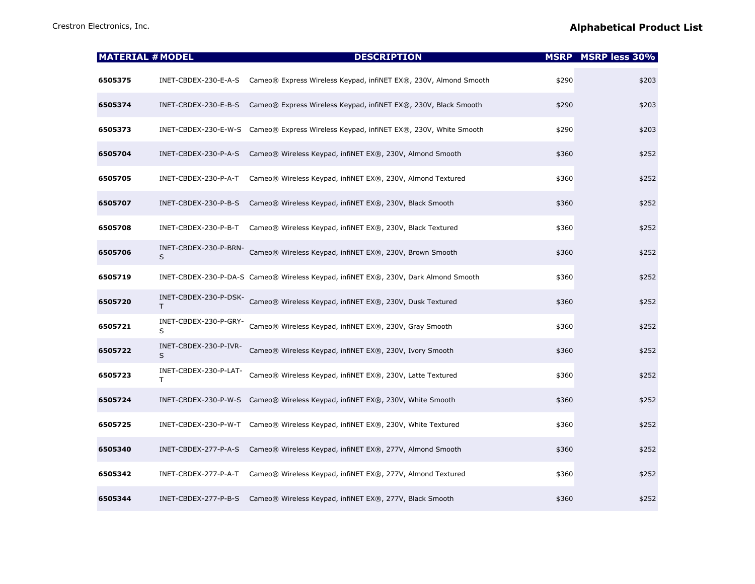| MATERIAL # | MODEL | DESCRIPTION | MSRP | MSRP less 30% |
|---|---|---|---|---|
| **6505375** | INET-CBDEX-230-E-A-S | Cameo® Express Wireless Keypad, infiNET EX®, 230V, Almond Smooth | $290 | $203 |
| **6505374** | INET-CBDEX-230-E-B-S | Cameo® Express Wireless Keypad, infiNET EX®, 230V, Black Smooth | $290 | $203 |
| **6505373** | INET-CBDEX-230-E-W-S | Cameo® Express Wireless Keypad, infiNET EX®, 230V, White Smooth | $290 | $203 |
| **6505704** | INET-CBDEX-230-P-A-S | Cameo® Wireless Keypad, infiNET EX®, 230V, Almond Smooth | $360 | $252 |
| **6505705** | INET-CBDEX-230-P-A-T | Cameo® Wireless Keypad, infiNET EX®, 230V, Almond Textured | $360 | $252 |
| **6505707** | INET-CBDEX-230-P-B-S | Cameo® Wireless Keypad, infiNET EX®, 230V, Black Smooth | $360 | $252 |
| **6505708** | INET-CBDEX-230-P-B-T | Cameo® Wireless Keypad, infiNET EX®, 230V, Black Textured | $360 | $252 |
| **6505706** | INET-CBDEX-230-P-BRN-S | Cameo® Wireless Keypad, infiNET EX®, 230V, Brown Smooth | $360 | $252 |
| **6505719** | INET-CBDEX-230-P-DA-S | Cameo® Wireless Keypad, infiNET EX®, 230V, Dark Almond Smooth | $360 | $252 |
| **6505720** | INET-CBDEX-230-P-DSK-T | Cameo® Wireless Keypad, infiNET EX®, 230V, Dusk Textured | $360 | $252 |
| **6505721** | INET-CBDEX-230-P-GRY-S | Cameo® Wireless Keypad, infiNET EX®, 230V, Gray Smooth | $360 | $252 |
| **6505722** | INET-CBDEX-230-P-IVR-S | Cameo® Wireless Keypad, infiNET EX®, 230V, Ivory Smooth | $360 | $252 |
| **6505723** | INET-CBDEX-230-P-LAT-T | Cameo® Wireless Keypad, infiNET EX®, 230V, Latte Textured | $360 | $252 |
| **6505724** | INET-CBDEX-230-P-W-S | Cameo® Wireless Keypad, infiNET EX®, 230V, White Smooth | $360 | $252 |
| **6505725** | INET-CBDEX-230-P-W-T | Cameo® Wireless Keypad, infiNET EX®, 230V, White Textured | $360 | $252 |
| **6505340** | INET-CBDEX-277-P-A-S | Cameo® Wireless Keypad, infiNET EX®, 277V, Almond Smooth | $360 | $252 |
| **6505342** | INET-CBDEX-277-P-A-T | Cameo® Wireless Keypad, infiNET EX®, 277V, Almond Textured | $360 | $252 |
| **6505344** | INET-CBDEX-277-P-B-S | Cameo® Wireless Keypad, infiNET EX®, 277V, Black Smooth | $360 | $252 |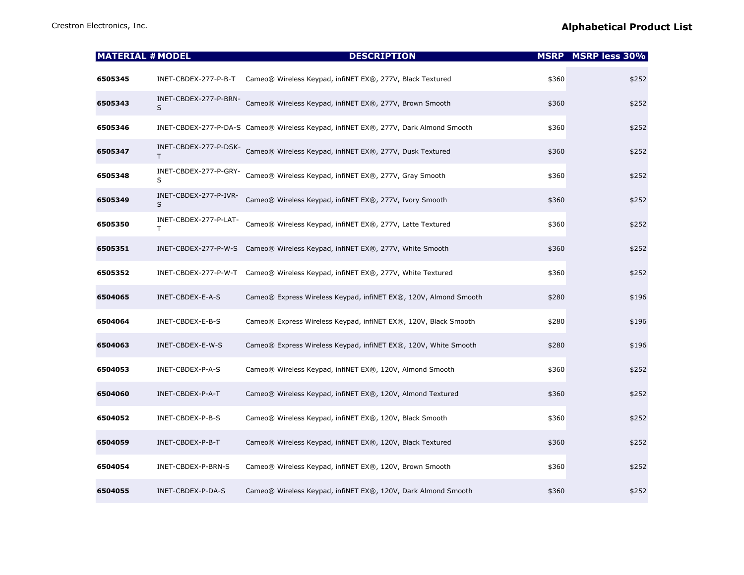| MATERIAL # | MODEL | DESCRIPTION | MSRP | MSRP less 30% |
|---|---|---|---|---|
| **6505345** | INET-CBDEX-277-P-B-T | Cameo® Wireless Keypad, infiNET EX®, 277V, Black Textured | $360 | $252 |
| **6505343** | INET-CBDEX-277-P-BRN-S | Cameo® Wireless Keypad, infiNET EX®, 277V, Brown Smooth | $360 | $252 |
| **6505346** | INET-CBDEX-277-P-DA-S | Cameo® Wireless Keypad, infiNET EX®, 277V, Dark Almond Smooth | $360 | $252 |
| **6505347** | INET-CBDEX-277-P-DSK-T | Cameo® Wireless Keypad, infiNET EX®, 277V, Dusk Textured | $360 | $252 |
| **6505348** | INET-CBDEX-277-P-GRY-S | Cameo® Wireless Keypad, infiNET EX®, 277V, Gray Smooth | $360 | $252 |
| **6505349** | INET-CBDEX-277-P-IVR-S | Cameo® Wireless Keypad, infiNET EX®, 277V, Ivory Smooth | $360 | $252 |
| **6505350** | INET-CBDEX-277-P-LAT-T | Cameo® Wireless Keypad, infiNET EX®, 277V, Latte Textured | $360 | $252 |
| **6505351** | INET-CBDEX-277-P-W-S | Cameo® Wireless Keypad, infiNET EX®, 277V, White Smooth | $360 | $252 |
| **6505352** | INET-CBDEX-277-P-W-T | Cameo® Wireless Keypad, infiNET EX®, 277V, White Textured | $360 | $252 |
| **6504065** | INET-CBDEX-E-A-S | Cameo® Express Wireless Keypad, infiNET EX®, 120V, Almond Smooth | $280 | $196 |
| **6504064** | INET-CBDEX-E-B-S | Cameo® Express Wireless Keypad, infiNET EX®, 120V, Black Smooth | $280 | $196 |
| **6504063** | INET-CBDEX-E-W-S | Cameo® Express Wireless Keypad, infiNET EX®, 120V, White Smooth | $280 | $196 |
| **6504053** | INET-CBDEX-P-A-S | Cameo® Wireless Keypad, infiNET EX®, 120V, Almond Smooth | $360 | $252 |
| **6504060** | INET-CBDEX-P-A-T | Cameo® Wireless Keypad, infiNET EX®, 120V, Almond Textured | $360 | $252 |
| **6504052** | INET-CBDEX-P-B-S | Cameo® Wireless Keypad, infiNET EX®, 120V, Black Smooth | $360 | $252 |
| **6504059** | INET-CBDEX-P-B-T | Cameo® Wireless Keypad, infiNET EX®, 120V, Black Textured | $360 | $252 |
| **6504054** | INET-CBDEX-P-BRN-S | Cameo® Wireless Keypad, infiNET EX®, 120V, Brown Smooth | $360 | $252 |
| **6504055** | INET-CBDEX-P-DA-S | Cameo® Wireless Keypad, infiNET EX®, 120V, Dark Almond Smooth | $360 | $252 |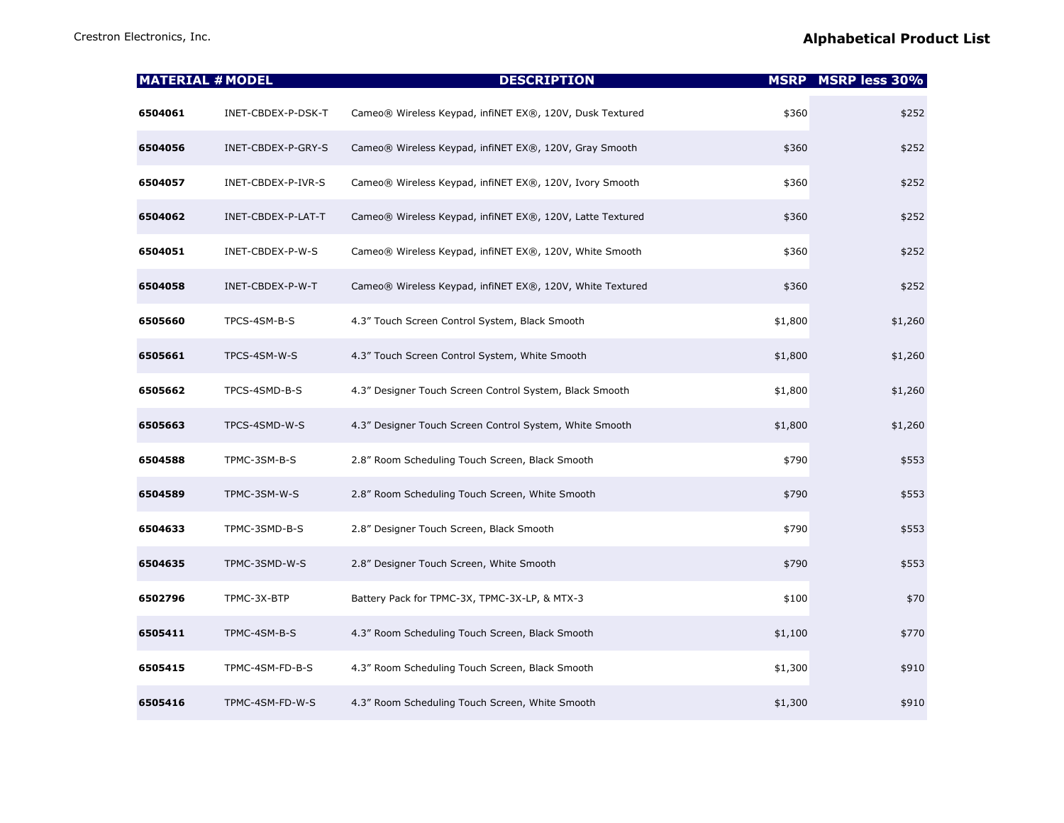| MATERIAL # | MODEL | DESCRIPTION | MSRP | MSRP less 30% |
|---|---|---|---|---|
| **6504061** | INET-CBDEX-P-DSK-T | Cameo® Wireless Keypad, infiNET EX®, 120V, Dusk Textured | $360 | $252 |
| **6504056** | INET-CBDEX-P-GRY-S | Cameo® Wireless Keypad, infiNET EX®, 120V, Gray Smooth | $360 | $252 |
| **6504057** | INET-CBDEX-P-IVR-S | Cameo® Wireless Keypad, infiNET EX®, 120V, Ivory Smooth | $360 | $252 |
| **6504062** | INET-CBDEX-P-LAT-T | Cameo® Wireless Keypad, infiNET EX®, 120V, Latte Textured | $360 | $252 |
| **6504051** | INET-CBDEX-P-W-S | Cameo® Wireless Keypad, infiNET EX®, 120V, White Smooth | $360 | $252 |
| **6504058** | INET-CBDEX-P-W-T | Cameo® Wireless Keypad, infiNET EX®, 120V, White Textured | $360 | $252 |
| **6505660** | TPCS-4SM-B-S | 4.3" Touch Screen Control System, Black Smooth | $1,800 | $1,260 |
| **6505661** | TPCS-4SM-W-S | 4.3" Touch Screen Control System, White Smooth | $1,800 | $1,260 |
| **6505662** | TPCS-4SMD-B-S | 4.3" Designer Touch Screen Control System, Black Smooth | $1,800 | $1,260 |
| **6505663** | TPCS-4SMD-W-S | 4.3" Designer Touch Screen Control System, White Smooth | $1,800 | $1,260 |
| **6504588** | TPMC-3SM-B-S | 2.8" Room Scheduling Touch Screen, Black Smooth | $790 | $553 |
| **6504589** | TPMC-3SM-W-S | 2.8" Room Scheduling Touch Screen, White Smooth | $790 | $553 |
| **6504633** | TPMC-3SMD-B-S | 2.8" Designer Touch Screen, Black Smooth | $790 | $553 |
| **6504635** | TPMC-3SMD-W-S | 2.8" Designer Touch Screen, White Smooth | $790 | $553 |
| **6502796** | TPMC-3X-BTP | Battery Pack for TPMC-3X, TPMC-3X-LP, & MTX-3 | $100 | $70 |
| **6505411** | TPMC-4SM-B-S | 4.3" Room Scheduling Touch Screen, Black Smooth | $1,100 | $770 |
| **6505415** | TPMC-4SM-FD-B-S | 4.3" Room Scheduling Touch Screen, Black Smooth | $1,300 | $910 |
| **6505416** | TPMC-4SM-FD-W-S | 4.3" Room Scheduling Touch Screen, White Smooth | $1,300 | $910 |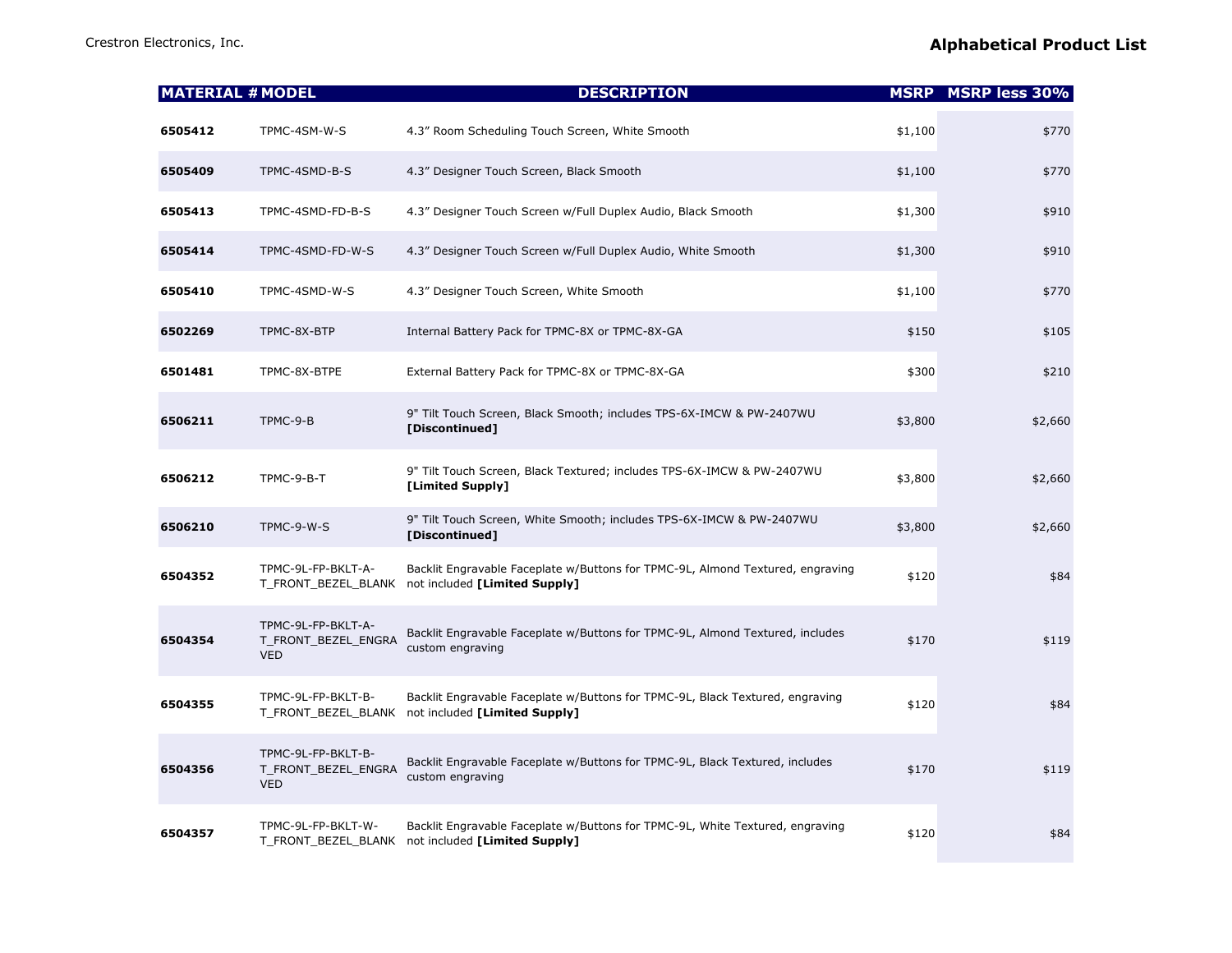| MATERIAL # | MODEL | DESCRIPTION | MSRP | MSRP less 30% |
|---|---|---|---|---|
| **6505412** | TPMC-4SM-W-S | 4.3" Room Scheduling Touch Screen, White Smooth | $1,100 | $770 |
| **6505409** | TPMC-4SMD-B-S | 4.3" Designer Touch Screen, Black Smooth | $1,100 | $770 |
| **6505413** | TPMC-4SMD-FD-B-S | 4.3" Designer Touch Screen w/Full Duplex Audio, Black Smooth | $1,300 | $910 |
| **6505414** | TPMC-4SMD-FD-W-S | 4.3" Designer Touch Screen w/Full Duplex Audio, White Smooth | $1,300 | $910 |
| **6505410** | TPMC-4SMD-W-S | 4.3" Designer Touch Screen, White Smooth | $1,100 | $770 |
| **6502269** | TPMC-8X-BTP | Internal Battery Pack for TPMC-8X or TPMC-8X-GA | $150 | $105 |
| **6501481** | TPMC-8X-BTPE | External Battery Pack for TPMC-8X or TPMC-8X-GA | $300 | $210 |
| **6506211** | TPMC-9-B | 9" Tilt Touch Screen, Black Smooth; includes TPS-6X-IMCW & PW-2407WU **[Discontinued]** | $3,800 | $2,660 |
| **6506212** | TPMC-9-B-T | 9" Tilt Touch Screen, Black Textured; includes TPS-6X-IMCW & PW-2407WU **[Limited Supply]** | $3,800 | $2,660 |
| **6506210** | TPMC-9-W-S | 9" Tilt Touch Screen, White Smooth; includes TPS-6X-IMCW & PW-2407WU **[Discontinued]** | $3,800 | $2,660 |
| **6504352** | TPMC-9L-FP-BKLT-A-T_FRONT_BEZEL_BLANK | Backlit Engravable Faceplate w/Buttons for TPMC-9L, Almond Textured, engraving not included **[Limited Supply]** | $120 | $84 |
| **6504354** | TPMC-9L-FP-BKLT-A-T_FRONT_BEZEL_ENGRAVED | Backlit Engravable Faceplate w/Buttons for TPMC-9L, Almond Textured, includes custom engraving | $170 | $119 |
| **6504355** | TPMC-9L-FP-BKLT-B-T_FRONT_BEZEL_BLANK | Backlit Engravable Faceplate w/Buttons for TPMC-9L, Black Textured, engraving not included **[Limited Supply]** | $120 | $84 |
| **6504356** | TPMC-9L-FP-BKLT-B-T_FRONT_BEZEL_ENGRAVED | Backlit Engravable Faceplate w/Buttons for TPMC-9L, Black Textured, includes custom engraving | $170 | $119 |
| **6504357** | TPMC-9L-FP-BKLT-W-T_FRONT_BEZEL_BLANK | Backlit Engravable Faceplate w/Buttons for TPMC-9L, White Textured, engraving not included **[Limited Supply]** | $120 | $84 |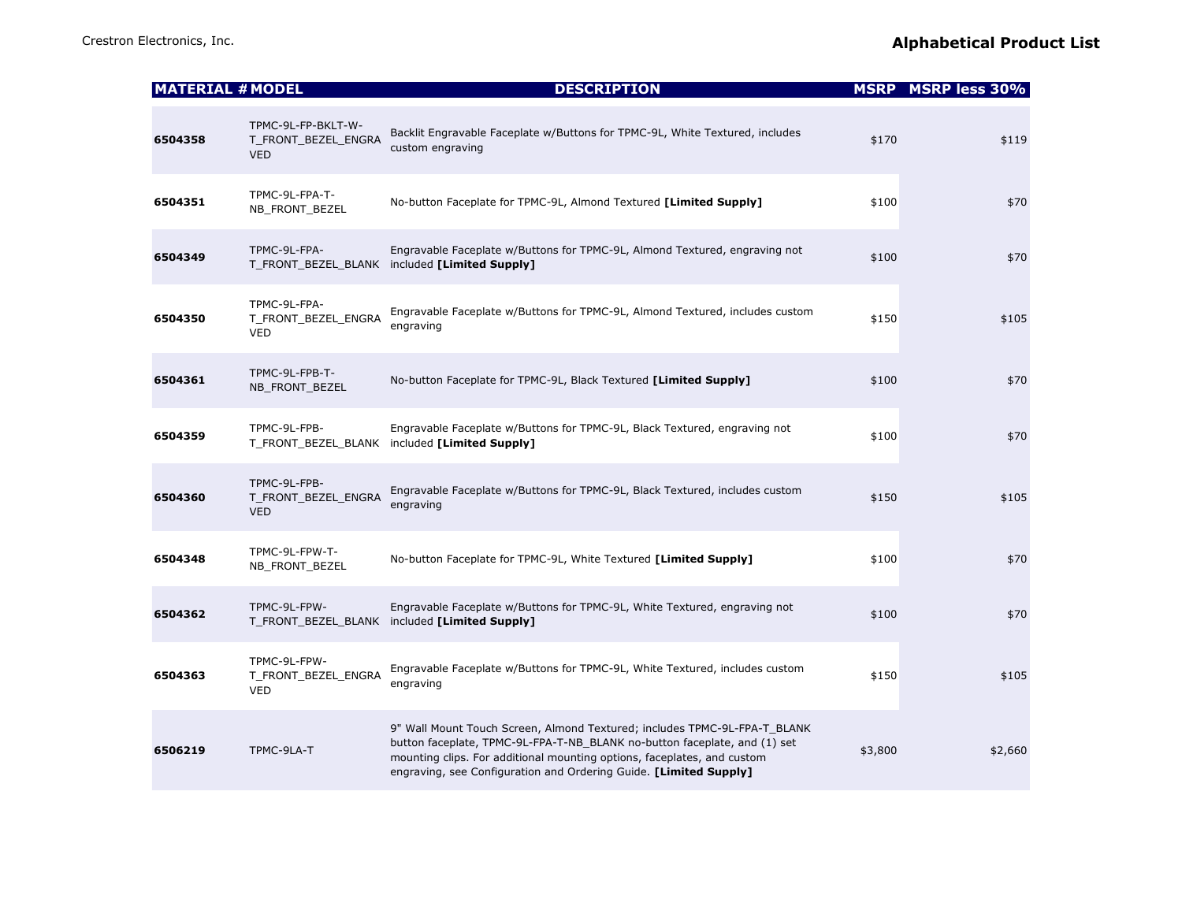| MATERIAL # | MODEL | DESCRIPTION | MSRP | MSRP less 30% |
|---|---|---|---|---|
| **6504358** | TPMC-9L-FP-BKLT-W-T_FRONT_BEZEL_ENGRAVED | Backlit Engravable Faceplate w/Buttons for TPMC-9L, White Textured, includes custom engraving | $170 | $119 |
| **6504351** | TPMC-9L-FPA-T-NB_FRONT_BEZEL | No-button Faceplate for TPMC-9L, Almond Textured **[Limited Supply]** | $100 | $70 |
| **6504349** | TPMC-9L-FPA-T_FRONT_BEZEL_BLANK | Engravable Faceplate w/Buttons for TPMC-9L, Almond Textured, engraving not included **[Limited Supply]** | $100 | $70 |
| **6504350** | TPMC-9L-FPA-T_FRONT_BEZEL_ENGRAVED | Engravable Faceplate w/Buttons for TPMC-9L, Almond Textured, includes custom engraving | $150 | $105 |
| **6504361** | TPMC-9L-FPB-T-NB_FRONT_BEZEL | No-button Faceplate for TPMC-9L, Black Textured **[Limited Supply]** | $100 | $70 |
| **6504359** | TPMC-9L-FPB-T_FRONT_BEZEL_BLANK | Engravable Faceplate w/Buttons for TPMC-9L, Black Textured, engraving not included **[Limited Supply]** | $100 | $70 |
| **6504360** | TPMC-9L-FPB-T_FRONT_BEZEL_ENGRAVED | Engravable Faceplate w/Buttons for TPMC-9L, Black Textured, includes custom engraving | $150 | $105 |
| **6504348** | TPMC-9L-FPW-T-NB_FRONT_BEZEL | No-button Faceplate for TPMC-9L, White Textured **[Limited Supply]** | $100 | $70 |
| **6504362** | TPMC-9L-FPW-T_FRONT_BEZEL_BLANK | Engravable Faceplate w/Buttons for TPMC-9L, White Textured, engraving not included **[Limited Supply]** | $100 | $70 |
| **6504363** | TPMC-9L-FPW-T_FRONT_BEZEL_ENGRAVED | Engravable Faceplate w/Buttons for TPMC-9L, White Textured, includes custom engraving | $150 | $105 |
| **6506219** | TPMC-9LA-T | 9" Wall Mount Touch Screen, Almond Textured; includes TPMC-9L-FPA-T_BLANK button faceplate, TPMC-9L-FPA-T-NB_BLANK no-button faceplate, and (1) set mounting clips. For additional mounting options, faceplates, and custom engraving, see Configuration and Ordering Guide. **[Limited Supply]** | $3,800 | $2,660 |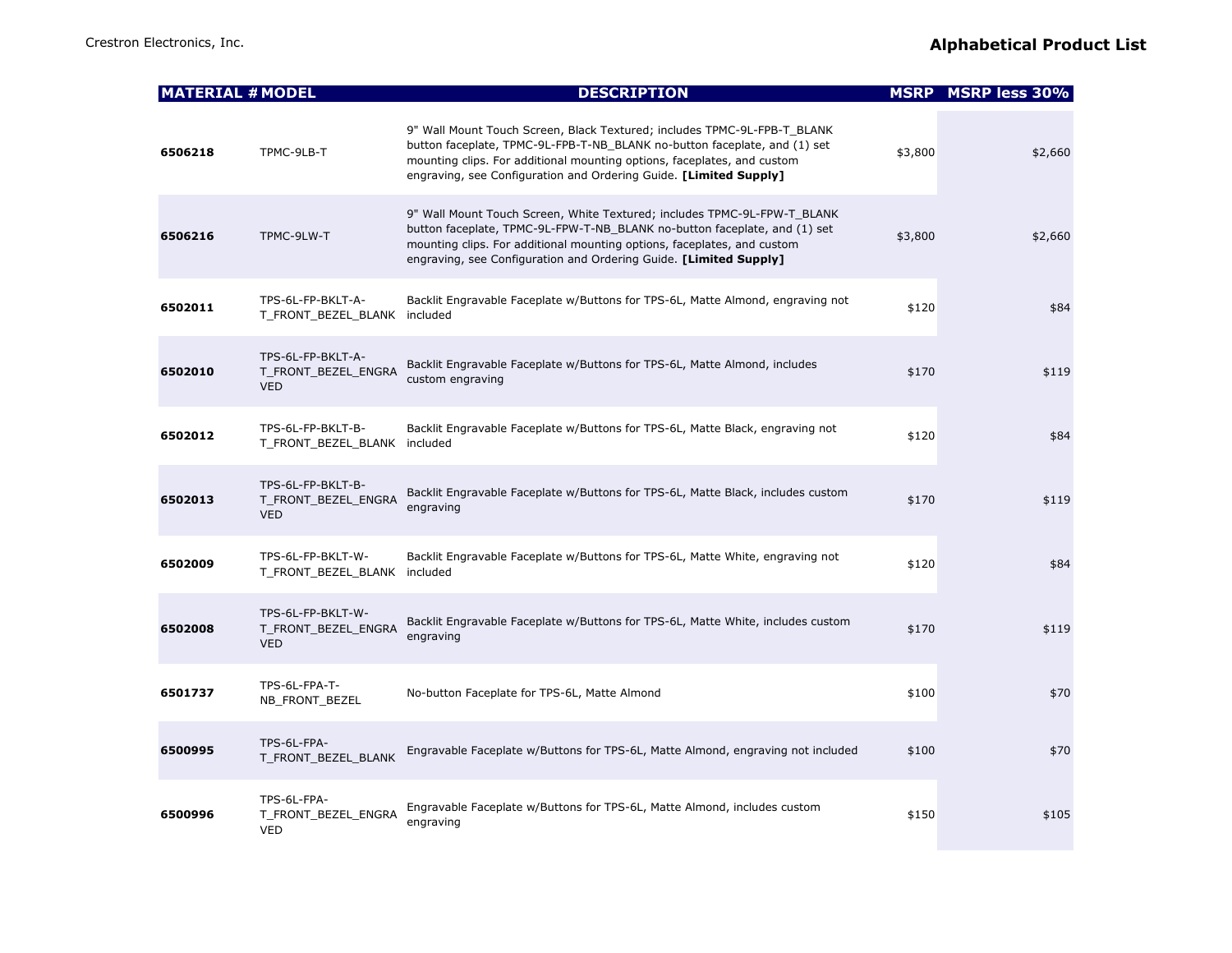| MATERIAL # | MODEL | DESCRIPTION | MSRP | MSRP less 30% |
|---|---|---|---|---|
| **6506218** | TPMC-9LB-T | 9" Wall Mount Touch Screen, Black Textured; includes TPMC-9L-FPB-T_BLANK button faceplate, TPMC-9L-FPB-T-NB_BLANK no-button faceplate, and (1) set mounting clips. For additional mounting options, faceplates, and custom engraving, see Configuration and Ordering Guide. **[Limited Supply]** | $3,800 | $2,660 |
| **6506216** | TPMC-9LW-T | 9" Wall Mount Touch Screen, White Textured; includes TPMC-9L-FPW-T_BLANK button faceplate, TPMC-9L-FPW-T-NB_BLANK no-button faceplate, and (1) set mounting clips. For additional mounting options, faceplates, and custom engraving, see Configuration and Ordering Guide. **[Limited Supply]** | $3,800 | $2,660 |
| **6502011** | TPS-6L-FP-BKLT-A-T_FRONT_BEZEL_BLANK | Backlit Engravable Faceplate w/Buttons for TPS-6L, Matte Almond, engraving not included | $120 | $84 |
| **6502010** | TPS-6L-FP-BKLT-A-T_FRONT_BEZEL_ENGRAVED | Backlit Engravable Faceplate w/Buttons for TPS-6L, Matte Almond, includes custom engraving | $170 | $119 |
| **6502012** | TPS-6L-FP-BKLT-B-T_FRONT_BEZEL_BLANK | Backlit Engravable Faceplate w/Buttons for TPS-6L, Matte Black, engraving not included | $120 | $84 |
| **6502013** | TPS-6L-FP-BKLT-B-T_FRONT_BEZEL_ENGRAVED | Backlit Engravable Faceplate w/Buttons for TPS-6L, Matte Black, includes custom engraving | $170 | $119 |
| **6502009** | TPS-6L-FP-BKLT-W-T_FRONT_BEZEL_BLANK | Backlit Engravable Faceplate w/Buttons for TPS-6L, Matte White, engraving not included | $120 | $84 |
| **6502008** | TPS-6L-FP-BKLT-W-T_FRONT_BEZEL_ENGRAVED | Backlit Engravable Faceplate w/Buttons for TPS-6L, Matte White, includes custom engraving | $170 | $119 |
| **6501737** | TPS-6L-FPA-T-NB_FRONT_BEZEL | No-button Faceplate for TPS-6L, Matte Almond | $100 | $70 |
| **6500995** | TPS-6L-FPA-T_FRONT_BEZEL_BLANK | Engravable Faceplate w/Buttons for TPS-6L, Matte Almond, engraving not included | $100 | $70 |
| **6500996** | TPS-6L-FPA-T_FRONT_BEZEL_ENGRAVED | Engravable Faceplate w/Buttons for TPS-6L, Matte Almond, includes custom engraving | $150 | $105 |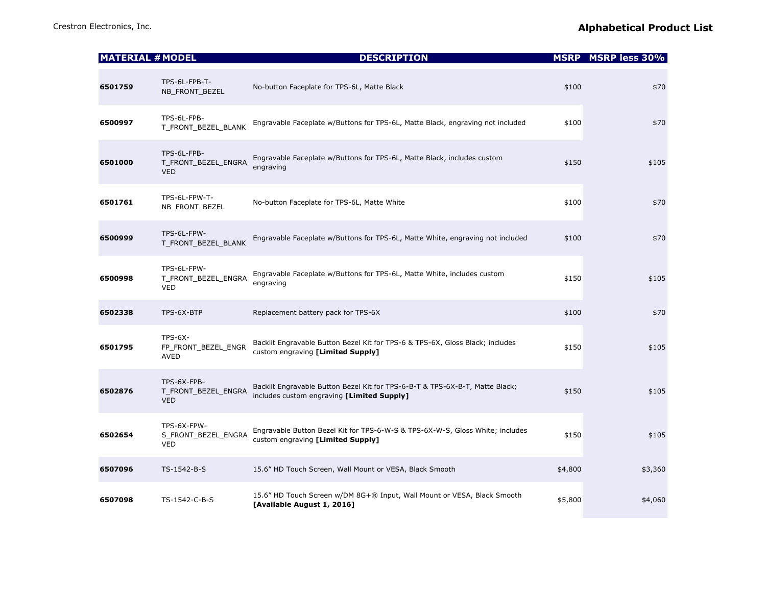| MATERIAL # | MODEL | DESCRIPTION | MSRP | MSRP less 30% |
|---|---|---|---|---|
| **6501759** | TPS-6L-FPB-T-NB_FRONT_BEZEL | No-button Faceplate for TPS-6L, Matte Black | $100 | $70 |
| **6500997** | TPS-6L-FPB-T_FRONT_BEZEL_BLANK | Engravable Faceplate w/Buttons for TPS-6L, Matte Black, engraving not included | $100 | $70 |
| **6501000** | TPS-6L-FPB-T_FRONT_BEZEL_ENGRAVED | Engravable Faceplate w/Buttons for TPS-6L, Matte Black, includes custom engraving | $150 | $105 |
| **6501761** | TPS-6L-FPW-T-NB_FRONT_BEZEL | No-button Faceplate for TPS-6L, Matte White | $100 | $70 |
| **6500999** | TPS-6L-FPW-T_FRONT_BEZEL_BLANK | Engravable Faceplate w/Buttons for TPS-6L, Matte White, engraving not included | $100 | $70 |
| **6500998** | TPS-6L-FPW-T_FRONT_BEZEL_ENGRAVED | Engravable Faceplate w/Buttons for TPS-6L, Matte White, includes custom engraving | $150 | $105 |
| **6502338** | TPS-6X-BTP | Replacement battery pack for TPS-6X | $100 | $70 |
| **6501795** | TPS-6X-FP_FRONT_BEZEL_ENGRAVED | Backlit Engravable Button Bezel Kit for TPS-6 & TPS-6X, Gloss Black; includes custom engraving **[Limited Supply]** | $150 | $105 |
| **6502876** | TPS-6X-FPB-T_FRONT_BEZEL_ENGRAVED | Backlit Engravable Button Bezel Kit for TPS-6-B-T & TPS-6X-B-T, Matte Black; includes custom engraving **[Limited Supply]** | $150 | $105 |
| **6502654** | TPS-6X-FPW-S_FRONT_BEZEL_ENGRAVED | Engravable Button Bezel Kit for TPS-6-W-S & TPS-6X-W-S, Gloss White; includes custom engraving **[Limited Supply]** | $150 | $105 |
| **6507096** | TS-1542-B-S | 15.6" HD Touch Screen, Wall Mount or VESA, Black Smooth | $4,800 | $3,360 |
| **6507098** | TS-1542-C-B-S | 15.6" HD Touch Screen w/DM 8G+® Input, Wall Mount or VESA, Black Smooth **[Available August 1, 2016]** | $5,800 | $4,060 |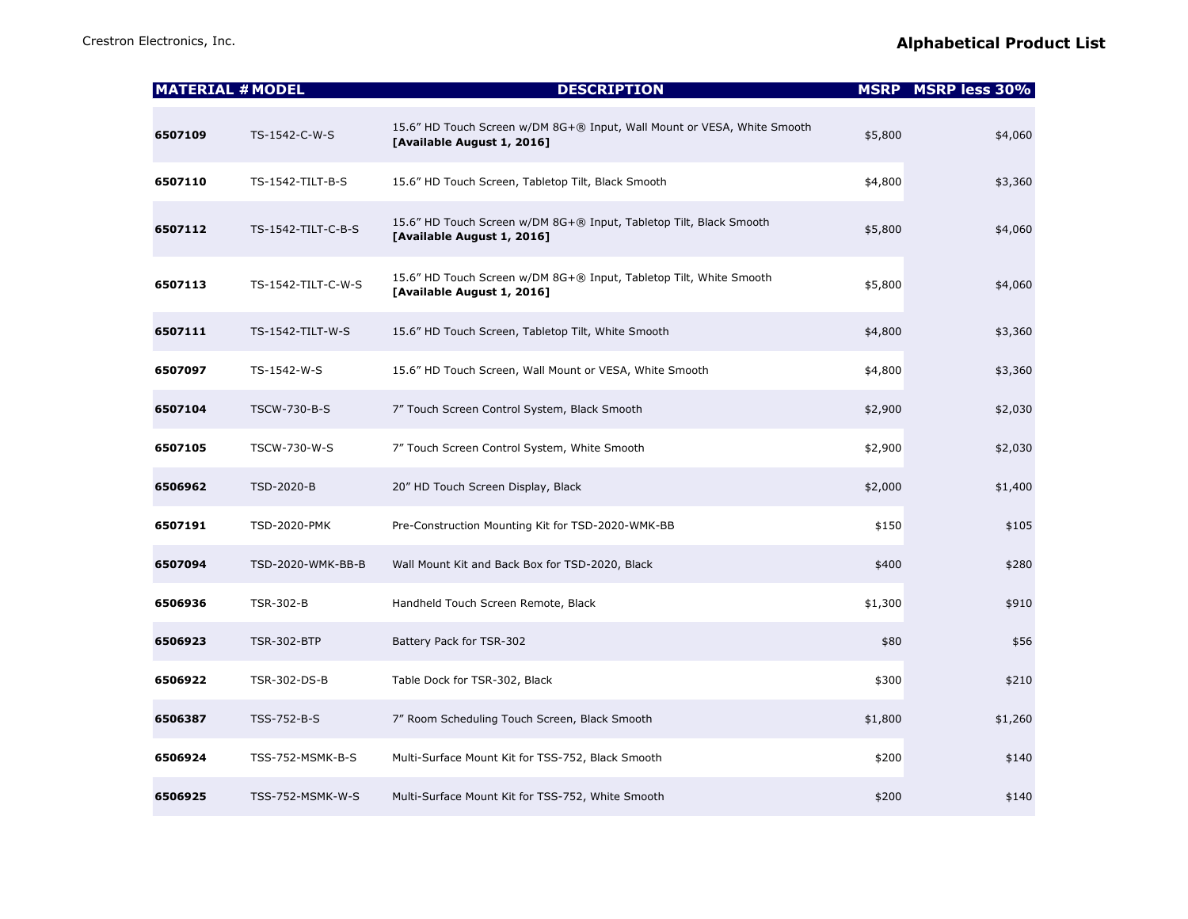| MATERIAL # | MODEL | DESCRIPTION | MSRP | MSRP less 30% |
|---|---|---|---|---|
| **6507109** | TS-1542-C-W-S | 15.6” HD Touch Screen w/DM 8G+® Input, Wall Mount or VESA, White Smooth **[Available August 1, 2016]** | $5,800 | $4,060 |
| **6507110** | TS-1542-TILT-B-S | 15.6” HD Touch Screen, Tabletop Tilt, Black Smooth | $4,800 | $3,360 |
| **6507112** | TS-1542-TILT-C-B-S | 15.6” HD Touch Screen w/DM 8G+® Input, Tabletop Tilt, Black Smooth **[Available August 1, 2016]** | $5,800 | $4,060 |
| **6507113** | TS-1542-TILT-C-W-S | 15.6” HD Touch Screen w/DM 8G+® Input, Tabletop Tilt, White Smooth **[Available August 1, 2016]** | $5,800 | $4,060 |
| **6507111** | TS-1542-TILT-W-S | 15.6” HD Touch Screen, Tabletop Tilt, White Smooth | $4,800 | $3,360 |
| **6507097** | TS-1542-W-S | 15.6” HD Touch Screen, Wall Mount or VESA, White Smooth | $4,800 | $3,360 |
| **6507104** | TSCW-730-B-S | 7” Touch Screen Control System, Black Smooth | $2,900 | $2,030 |
| **6507105** | TSCW-730-W-S | 7” Touch Screen Control System, White Smooth | $2,900 | $2,030 |
| **6506962** | TSD-2020-B | 20” HD Touch Screen Display, Black | $2,000 | $1,400 |
| **6507191** | TSD-2020-PMK | Pre-Construction Mounting Kit for TSD-2020-WMK-BB | $150 | $105 |
| **6507094** | TSD-2020-WMK-BB-B | Wall Mount Kit and Back Box for TSD-2020, Black | $400 | $280 |
| **6506936** | TSR-302-B | Handheld Touch Screen Remote, Black | $1,300 | $910 |
| **6506923** | TSR-302-BTP | Battery Pack for TSR-302 | $80 | $56 |
| **6506922** | TSR-302-DS-B | Table Dock for TSR-302, Black | $300 | $210 |
| **6506387** | TSS-752-B-S | 7” Room Scheduling Touch Screen, Black Smooth | $1,800 | $1,260 |
| **6506924** | TSS-752-MSMK-B-S | Multi-Surface Mount Kit for TSS-752, Black Smooth | $200 | $140 |
| **6506925** | TSS-752-MSMK-W-S | Multi-Surface Mount Kit for TSS-752, White Smooth | $200 | $140 |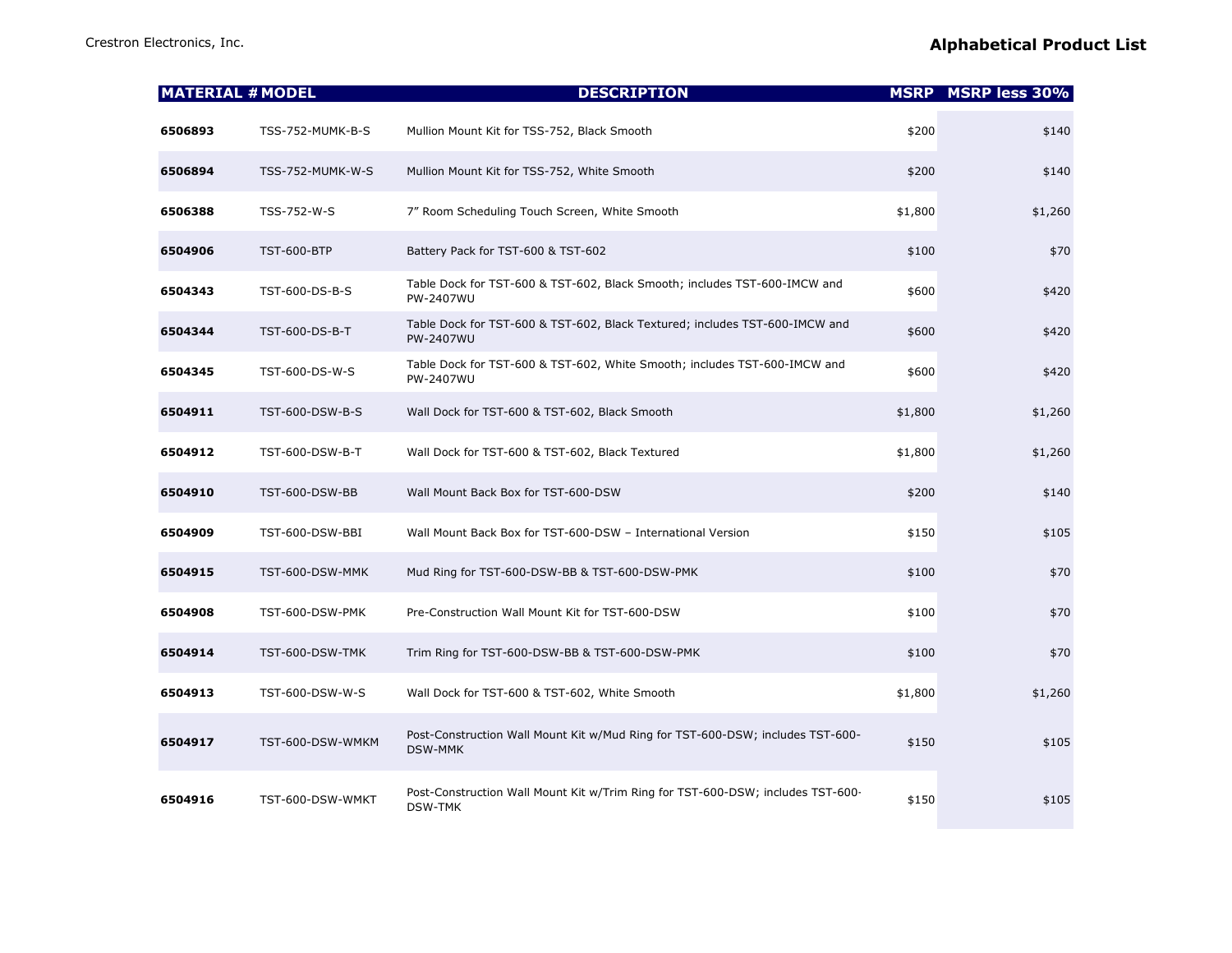| MATERIAL # | MODEL | DESCRIPTION | MSRP | MSRP less 30% |
|---|---|---|---|---|
| **6506893** | TSS-752-MUMK-B-S | Mullion Mount Kit for TSS-752, Black Smooth | $200 | $140 |
| **6506894** | TSS-752-MUMK-W-S | Mullion Mount Kit for TSS-752, White Smooth | $200 | $140 |
| **6506388** | TSS-752-W-S | 7" Room Scheduling Touch Screen, White Smooth | $1,800 | $1,260 |
| **6504906** | TST-600-BTP | Battery Pack for TST-600 & TST-602 | $100 | $70 |
| **6504343** | TST-600-DS-B-S | Table Dock for TST-600 & TST-602, Black Smooth; includes TST-600-IMCW and PW-2407WU | $600 | $420 |
| **6504344** | TST-600-DS-B-T | Table Dock for TST-600 & TST-602, Black Textured; includes TST-600-IMCW and PW-2407WU | $600 | $420 |
| **6504345** | TST-600-DS-W-S | Table Dock for TST-600 & TST-602, White Smooth; includes TST-600-IMCW and PW-2407WU | $600 | $420 |
| **6504911** | TST-600-DSW-B-S | Wall Dock for TST-600 & TST-602, Black Smooth | $1,800 | $1,260 |
| **6504912** | TST-600-DSW-B-T | Wall Dock for TST-600 & TST-602, Black Textured | $1,800 | $1,260 |
| **6504910** | TST-600-DSW-BB | Wall Mount Back Box for TST-600-DSW | $200 | $140 |
| **6504909** | TST-600-DSW-BBI | Wall Mount Back Box for TST-600-DSW – International Version | $150 | $105 |
| **6504915** | TST-600-DSW-MMK | Mud Ring for TST-600-DSW-BB & TST-600-DSW-PMK | $100 | $70 |
| **6504908** | TST-600-DSW-PMK | Pre-Construction Wall Mount Kit for TST-600-DSW | $100 | $70 |
| **6504914** | TST-600-DSW-TMK | Trim Ring for TST-600-DSW-BB & TST-600-DSW-PMK | $100 | $70 |
| **6504913** | TST-600-DSW-W-S | Wall Dock for TST-600 & TST-602, White Smooth | $1,800 | $1,260 |
| **6504917** | TST-600-DSW-WMKM | Post-Construction Wall Mount Kit w/Mud Ring for TST-600-DSW; includes TST-600-DSW-MMK | $150 | $105 |
| **6504916** | TST-600-DSW-WMKT | Post-Construction Wall Mount Kit w/Trim Ring for TST-600-DSW; includes TST-600-DSW-TMK | $150 | $105 |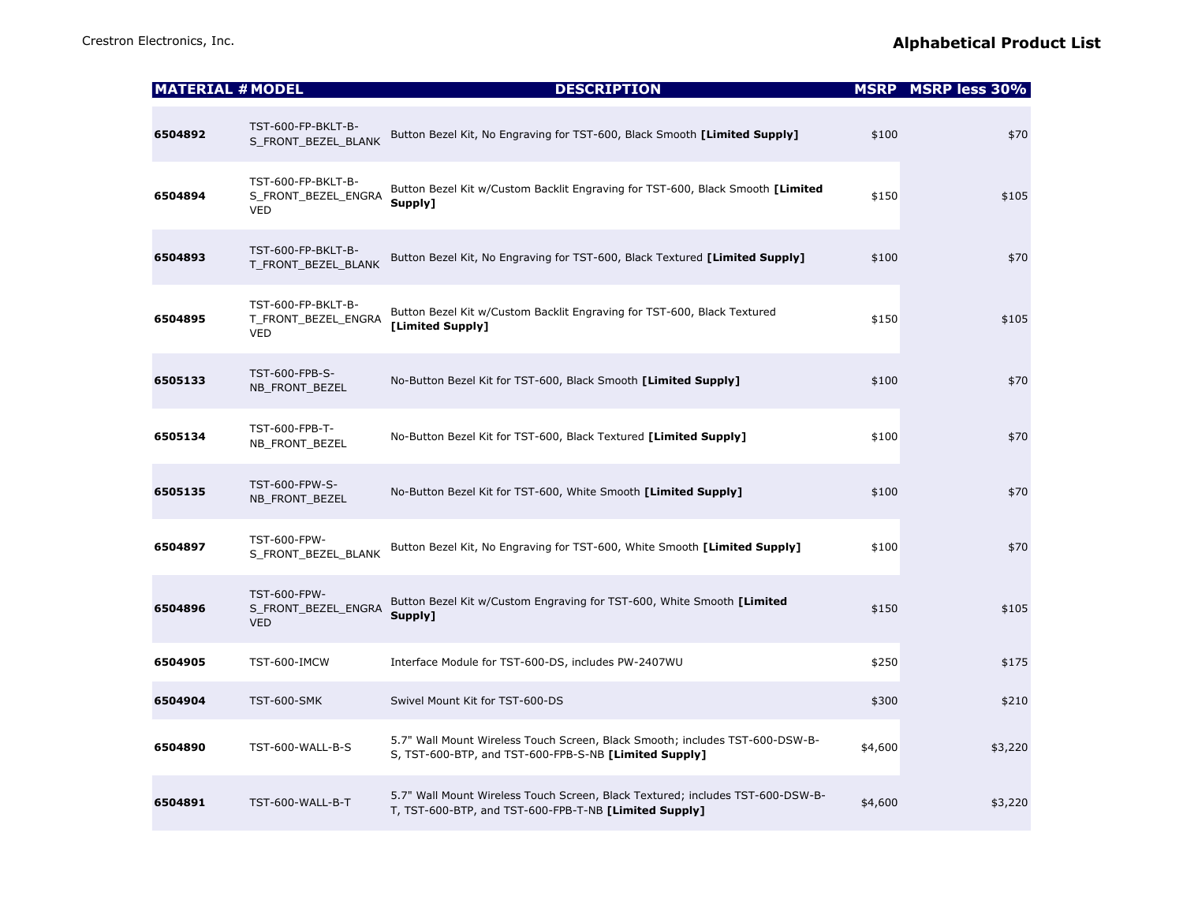| MATERIAL # | MODEL | DESCRIPTION | MSRP | MSRP less 30% |
|---|---|---|---|---|
| **6504892** | TST-600-FP-BKLT-B-S_FRONT_BEZEL_BLANK | Button Bezel Kit, No Engraving for TST-600, Black Smooth **[Limited Supply]** | $100 | $70 |
| **6504894** | TST-600-FP-BKLT-B-S_FRONT_BEZEL_ENGRAVED | Button Bezel Kit w/Custom Backlit Engraving for TST-600, Black Smooth **[Limited Supply]** | $150 | $105 |
| **6504893** | TST-600-FP-BKLT-B-T_FRONT_BEZEL_BLANK | Button Bezel Kit, No Engraving for TST-600, Black Textured **[Limited Supply]** | $100 | $70 |
| **6504895** | TST-600-FP-BKLT-B-T_FRONT_BEZEL_ENGRAVED | Button Bezel Kit w/Custom Backlit Engraving for TST-600, Black Textured **[Limited Supply]** | $150 | $105 |
| **6505133** | TST-600-FPB-S-NB_FRONT_BEZEL | No-Button Bezel Kit for TST-600, Black Smooth **[Limited Supply]** | $100 | $70 |
| **6505134** | TST-600-FPB-T-NB_FRONT_BEZEL | No-Button Bezel Kit for TST-600, Black Textured **[Limited Supply]** | $100 | $70 |
| **6505135** | TST-600-FPW-S-NB_FRONT_BEZEL | No-Button Bezel Kit for TST-600, White Smooth **[Limited Supply]** | $100 | $70 |
| **6504897** | TST-600-FPW-S_FRONT_BEZEL_BLANK | Button Bezel Kit, No Engraving for TST-600, White Smooth **[Limited Supply]** | $100 | $70 |
| **6504896** | TST-600-FPW-S_FRONT_BEZEL_ENGRAVED | Button Bezel Kit w/Custom Engraving for TST-600, White Smooth **[Limited Supply]** | $150 | $105 |
| **6504905** | TST-600-IMCW | Interface Module for TST-600-DS, includes PW-2407WU | $250 | $175 |
| **6504904** | TST-600-SMK | Swivel Mount Kit for TST-600-DS | $300 | $210 |
| **6504890** | TST-600-WALL-B-S | 5.7" Wall Mount Wireless Touch Screen, Black Smooth; includes TST-600-DSW-B-S, TST-600-BTP, and TST-600-FPB-S-NB **[Limited Supply]** | $4,600 | $3,220 |
| **6504891** | TST-600-WALL-B-T | 5.7" Wall Mount Wireless Touch Screen, Black Textured; includes TST-600-DSW-B-T, TST-600-BTP, and TST-600-FPB-T-NB **[Limited Supply]** | $4,600 | $3,220 |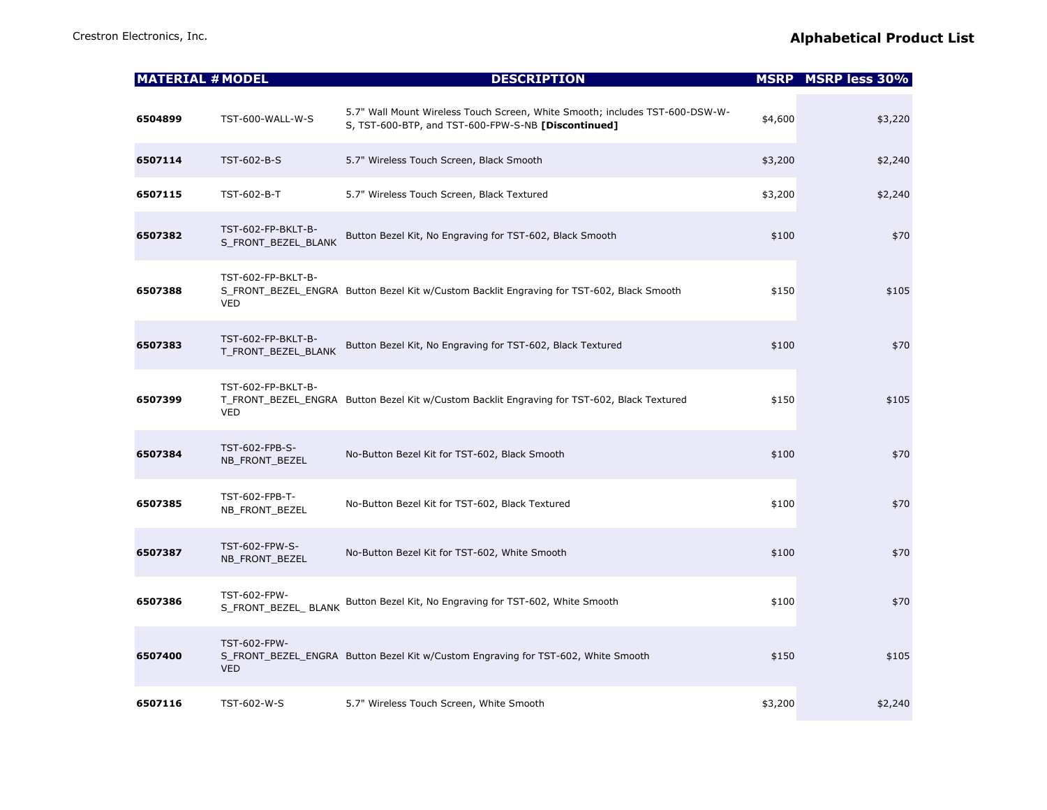| MATERIAL # | MODEL | DESCRIPTION | MSRP | MSRP less 30% |
|---|---|---|---|---|
| **6504899** | TST-600-WALL-W-S | 5.7" Wall Mount Wireless Touch Screen, White Smooth; includes TST-600-DSW-W-S, TST-600-BTP, and TST-600-FPW-S-NB **[Discontinued]** | $4,600 | $3,220 |
| **6507114** | TST-602-B-S | 5.7" Wireless Touch Screen, Black Smooth | $3,200 | $2,240 |
| **6507115** | TST-602-B-T | 5.7" Wireless Touch Screen, Black Textured | $3,200 | $2,240 |
| **6507382** | TST-602-FP-BKLT-B-S_FRONT_BEZEL_BLANK | Button Bezel Kit, No Engraving for TST-602, Black Smooth | $100 | $70 |
| **6507388** | TST-602-FP-BKLT-B-S_FRONT_BEZEL_ENGRAVED | Button Bezel Kit w/Custom Backlit Engraving for TST-602, Black Smooth | $150 | $105 |
| **6507383** | TST-602-FP-BKLT-B-T_FRONT_BEZEL_BLANK | Button Bezel Kit, No Engraving for TST-602, Black Textured | $100 | $70 |
| **6507399** | TST-602-FP-BKLT-B-T_FRONT_BEZEL_ENGRAVED | Button Bezel Kit w/Custom Backlit Engraving for TST-602, Black Textured | $150 | $105 |
| **6507384** | TST-602-FPB-S-NB_FRONT_BEZEL | No-Button Bezel Kit for TST-602, Black Smooth | $100 | $70 |
| **6507385** | TST-602-FPB-T-NB_FRONT_BEZEL | No-Button Bezel Kit for TST-602, Black Textured | $100 | $70 |
| **6507387** | TST-602-FPW-S-NB_FRONT_BEZEL | No-Button Bezel Kit for TST-602, White Smooth | $100 | $70 |
| **6507386** | TST-602-FPW-S_FRONT_BEZEL_ BLANK | Button Bezel Kit, No Engraving for TST-602, White Smooth | $100 | $70 |
| **6507400** | TST-602-FPW-S_FRONT_BEZEL_ENGRAVED | Button Bezel Kit w/Custom Engraving for TST-602, White Smooth | $150 | $105 |
| **6507116** | TST-602-W-S | 5.7" Wireless Touch Screen, White Smooth | $3,200 | $2,240 |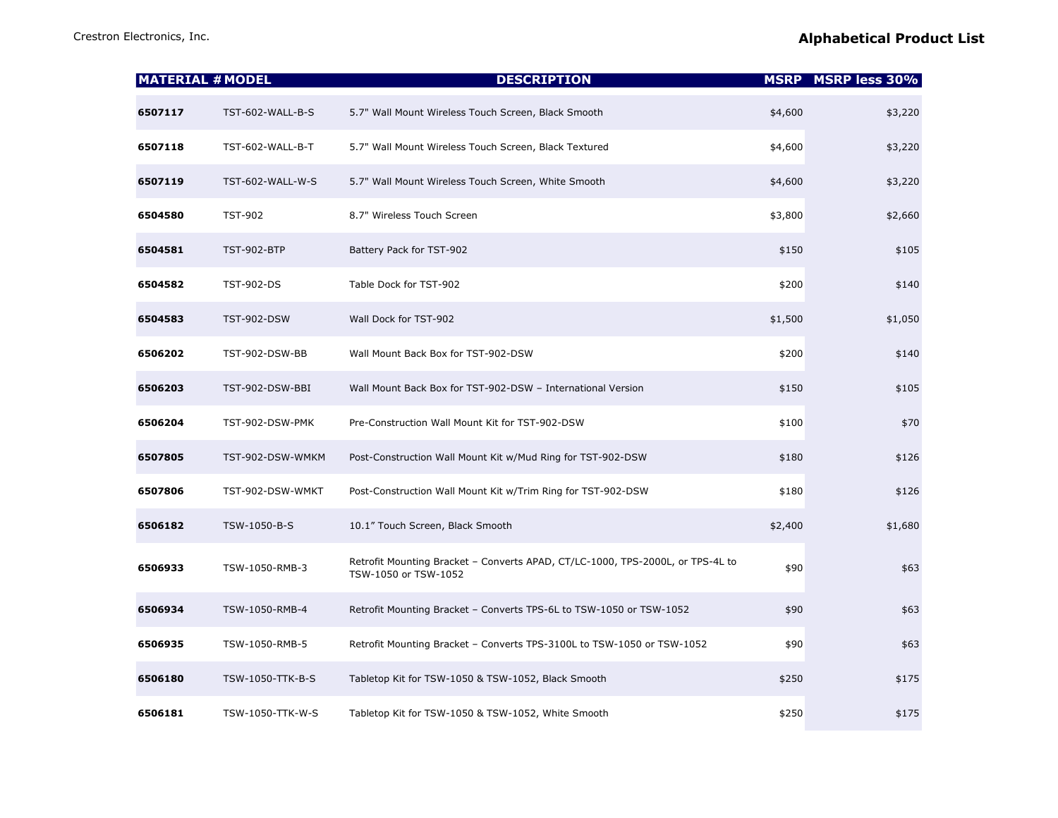| MATERIAL # | MODEL | DESCRIPTION | MSRP | MSRP less 30% |
|---|---|---|---|---|
| **6507117** | TST-602-WALL-B-S | 5.7" Wall Mount Wireless Touch Screen, Black Smooth | $4,600 | $3,220 |
| **6507118** | TST-602-WALL-B-T | 5.7" Wall Mount Wireless Touch Screen, Black Textured | $4,600 | $3,220 |
| **6507119** | TST-602-WALL-W-S | 5.7" Wall Mount Wireless Touch Screen, White Smooth | $4,600 | $3,220 |
| **6504580** | TST-902 | 8.7" Wireless Touch Screen | $3,800 | $2,660 |
| **6504581** | TST-902-BTP | Battery Pack for TST-902 | $150 | $105 |
| **6504582** | TST-902-DS | Table Dock for TST-902 | $200 | $140 |
| **6504583** | TST-902-DSW | Wall Dock for TST-902 | $1,500 | $1,050 |
| **6506202** | TST-902-DSW-BB | Wall Mount Back Box for TST-902-DSW | $200 | $140 |
| **6506203** | TST-902-DSW-BBI | Wall Mount Back Box for TST-902-DSW – International Version | $150 | $105 |
| **6506204** | TST-902-DSW-PMK | Pre-Construction Wall Mount Kit for TST-902-DSW | $100 | $70 |
| **6507805** | TST-902-DSW-WMKM | Post-Construction Wall Mount Kit w/Mud Ring for TST-902-DSW | $180 | $126 |
| **6507806** | TST-902-DSW-WMKT | Post-Construction Wall Mount Kit w/Trim Ring for TST-902-DSW | $180 | $126 |
| **6506182** | TSW-1050-B-S | 10.1" Touch Screen, Black Smooth | $2,400 | $1,680 |
| **6506933** | TSW-1050-RMB-3 | Retrofit Mounting Bracket – Converts APAD, CT/LC-1000, TPS-2000L, or TPS-4L to TSW-1050 or TSW-1052 | $90 | $63 |
| **6506934** | TSW-1050-RMB-4 | Retrofit Mounting Bracket – Converts TPS-6L to TSW-1050 or TSW-1052 | $90 | $63 |
| **6506935** | TSW-1050-RMB-5 | Retrofit Mounting Bracket – Converts TPS-3100L to TSW-1050 or TSW-1052 | $90 | $63 |
| **6506180** | TSW-1050-TTK-B-S | Tabletop Kit for TSW-1050 & TSW-1052, Black Smooth | $250 | $175 |
| **6506181** | TSW-1050-TTK-W-S | Tabletop Kit for TSW-1050 & TSW-1052, White Smooth | $250 | $175 |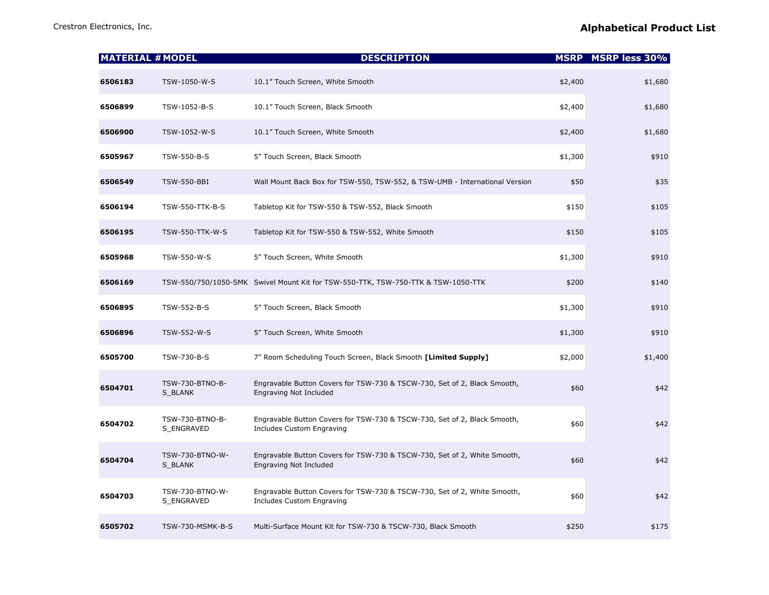| MATERIAL # | MODEL | DESCRIPTION | MSRP | MSRP less 30% |
|---|---|---|---|---|
| **6506183** | TSW-1050-W-S | 10.1" Touch Screen, White Smooth | $2,400 | $1,680 |
| **6506899** | TSW-1052-B-S | 10.1" Touch Screen, Black Smooth | $2,400 | $1,680 |
| **6506900** | TSW-1052-W-S | 10.1" Touch Screen, White Smooth | $2,400 | $1,680 |
| **6505967** | TSW-550-B-S | 5" Touch Screen, Black Smooth | $1,300 | $910 |
| **6506549** | TSW-550-BBI | Wall Mount Back Box for TSW-550, TSW-552, & TSW-UMB - International Version | $50 | $35 |
| **6506194** | TSW-550-TTK-B-S | Tabletop Kit for TSW-550 & TSW-552, Black Smooth | $150 | $105 |
| **6506195** | TSW-550-TTK-W-S | Tabletop Kit for TSW-550 & TSW-552, White Smooth | $150 | $105 |
| **6505968** | TSW-550-W-S | 5" Touch Screen, White Smooth | $1,300 | $910 |
| **6506169** | TSW-550/750/1050-SMK | Swivel Mount Kit for TSW-550-TTK, TSW-750-TTK & TSW-1050-TTK | $200 | $140 |
| **6506895** | TSW-552-B-S | 5" Touch Screen, Black Smooth | $1,300 | $910 |
| **6506896** | TSW-552-W-S | 5" Touch Screen, White Smooth | $1,300 | $910 |
| **6505700** | TSW-730-B-S | 7" Room Scheduling Touch Screen, Black Smooth **[Limited Supply]** | $2,000 | $1,400 |
| **6504701** | TSW-730-BTNO-B-S_BLANK | Engravable Button Covers for TSW-730 & TSCW-730, Set of 2, Black Smooth, Engraving Not Included | $60 | $42 |
| **6504702** | TSW-730-BTNO-B-S_ENGRAVED | Engravable Button Covers for TSW-730 & TSCW-730, Set of 2, Black Smooth, Includes Custom Engraving | $60 | $42 |
| **6504704** | TSW-730-BTNO-W-S_BLANK | Engravable Button Covers for TSW-730 & TSCW-730, Set of 2, White Smooth, Engraving Not Included | $60 | $42 |
| **6504703** | TSW-730-BTNO-W-S_ENGRAVED | Engravable Button Covers for TSW-730 & TSCW-730, Set of 2, White Smooth, Includes Custom Engraving | $60 | $42 |
| **6505702** | TSW-730-MSMK-B-S | Multi-Surface Mount Kit for TSW-730 & TSCW-730, Black Smooth | $250 | $175 |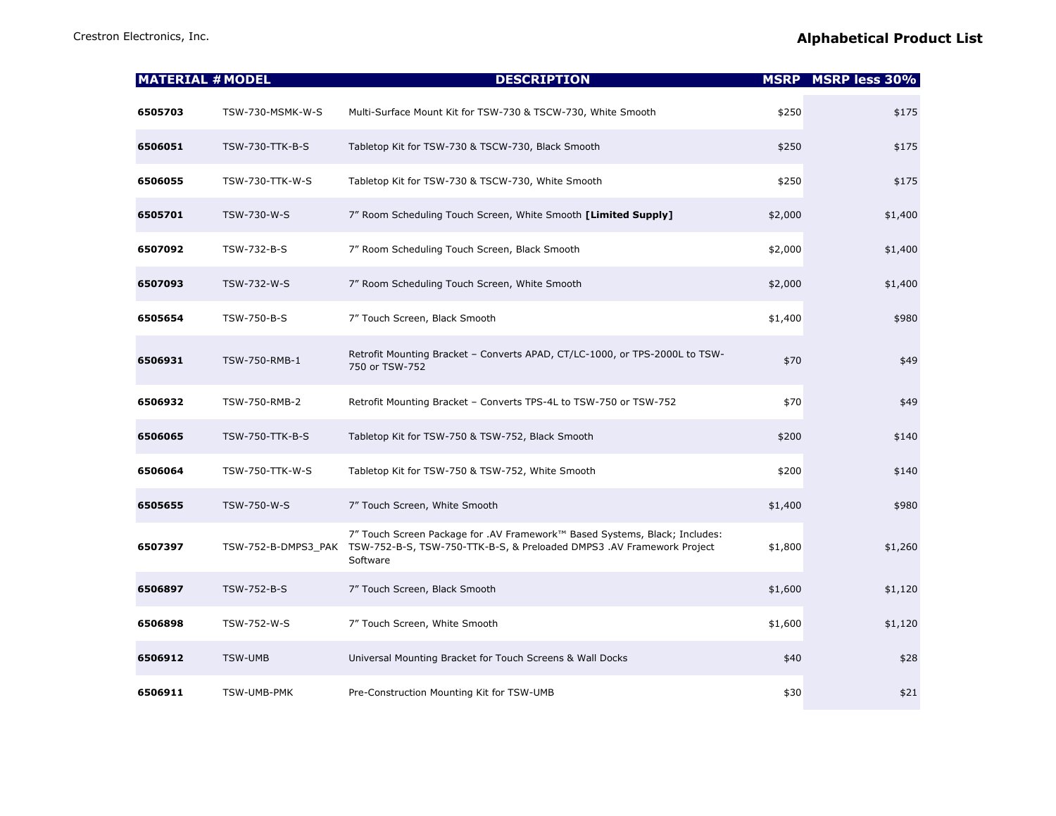| MATERIAL # | MODEL | DESCRIPTION | MSRP | MSRP less 30% |
|---|---|---|---|---|
| **6505703** | TSW-730-MSMK-W-S | Multi-Surface Mount Kit for TSW-730 & TSCW-730, White Smooth | $250 | $175 |
| **6506051** | TSW-730-TTK-B-S | Tabletop Kit for TSW-730 & TSCW-730, Black Smooth | $250 | $175 |
| **6506055** | TSW-730-TTK-W-S | Tabletop Kit for TSW-730 & TSCW-730, White Smooth | $250 | $175 |
| **6505701** | TSW-730-W-S | 7" Room Scheduling Touch Screen, White Smooth **[Limited Supply]** | $2,000 | $1,400 |
| **6507092** | TSW-732-B-S | 7" Room Scheduling Touch Screen, Black Smooth | $2,000 | $1,400 |
| **6507093** | TSW-732-W-S | 7" Room Scheduling Touch Screen, White Smooth | $2,000 | $1,400 |
| **6505654** | TSW-750-B-S | 7" Touch Screen, Black Smooth | $1,400 | $980 |
| **6506931** | TSW-750-RMB-1 | Retrofit Mounting Bracket – Converts APAD, CT/LC-1000, or TPS-2000L to TSW-750 or TSW-752 | $70 | $49 |
| **6506932** | TSW-750-RMB-2 | Retrofit Mounting Bracket – Converts TPS-4L to TSW-750 or TSW-752 | $70 | $49 |
| **6506065** | TSW-750-TTK-B-S | Tabletop Kit for TSW-750 & TSW-752, Black Smooth | $200 | $140 |
| **6506064** | TSW-750-TTK-W-S | Tabletop Kit for TSW-750 & TSW-752, White Smooth | $200 | $140 |
| **6505655** | TSW-750-W-S | 7" Touch Screen, White Smooth | $1,400 | $980 |
| **6507397** | TSW-752-B-DMPS3_PAK | 7" Touch Screen Package for .AV Framework™ Based Systems, Black; Includes: TSW-752-B-S, TSW-750-TTK-B-S, & Preloaded DMPS3 .AV Framework Project Software | $1,800 | $1,260 |
| **6506897** | TSW-752-B-S | 7" Touch Screen, Black Smooth | $1,600 | $1,120 |
| **6506898** | TSW-752-W-S | 7" Touch Screen, White Smooth | $1,600 | $1,120 |
| **6506912** | TSW-UMB | Universal Mounting Bracket for Touch Screens & Wall Docks | $40 | $28 |
| **6506911** | TSW-UMB-PMK | Pre-Construction Mounting Kit for TSW-UMB | $30 | $21 |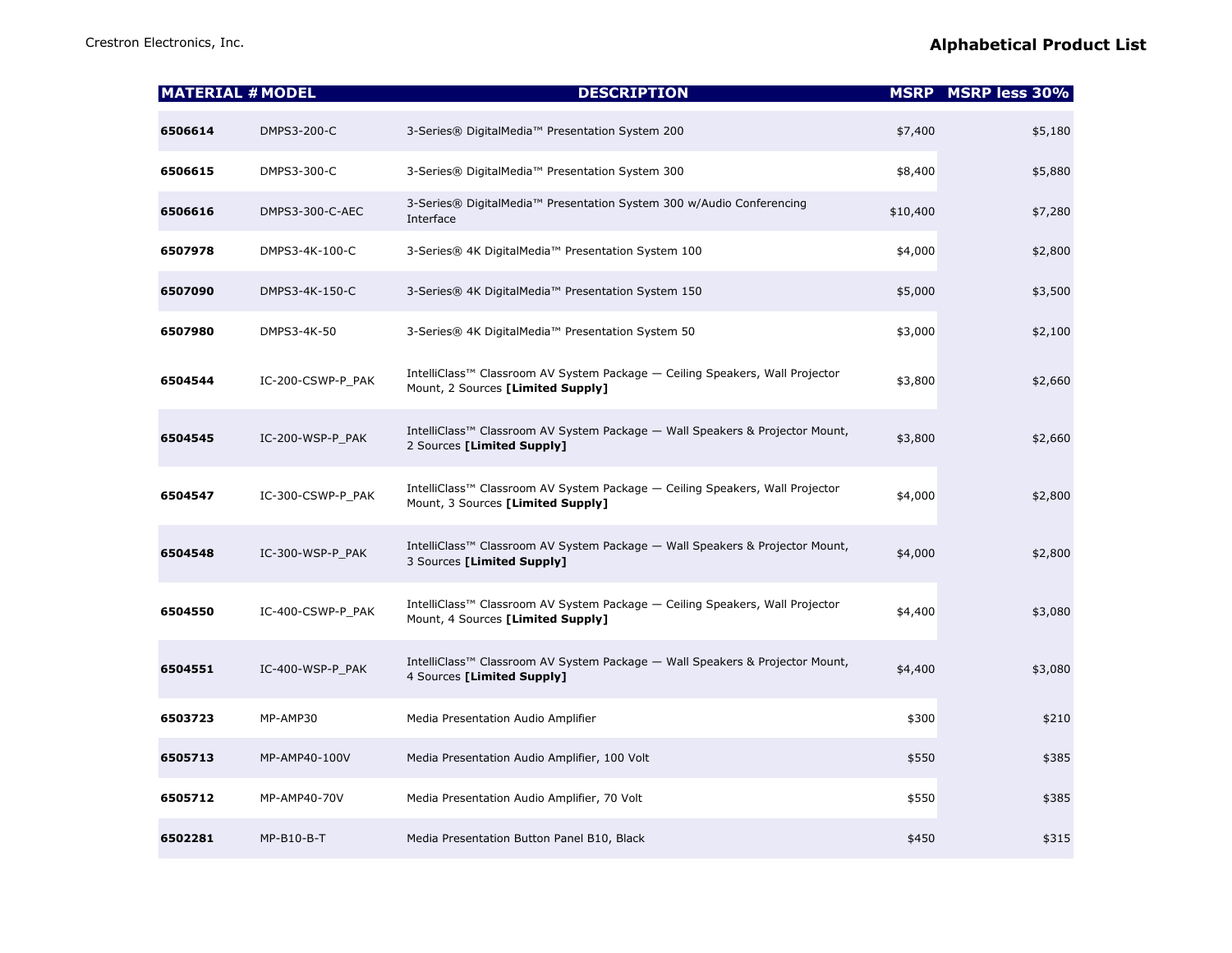| MATERIAL # | MODEL | DESCRIPTION | MSRP | MSRP less 30% |
|---|---|---|---|---|
| **6506614** | DMPS3-200-C | 3-Series® DigitalMedia™ Presentation System 200 | $7,400 | $5,180 |
| **6506615** | DMPS3-300-C | 3-Series® DigitalMedia™ Presentation System 300 | $8,400 | $5,880 |
| **6506616** | DMPS3-300-C-AEC | 3-Series® DigitalMedia™ Presentation System 300 w/Audio Conferencing Interface | $10,400 | $7,280 |
| **6507978** | DMPS3-4K-100-C | 3-Series® 4K DigitalMedia™ Presentation System 100 | $4,000 | $2,800 |
| **6507090** | DMPS3-4K-150-C | 3-Series® 4K DigitalMedia™ Presentation System 150 | $5,000 | $3,500 |
| **6507980** | DMPS3-4K-50 | 3-Series® 4K DigitalMedia™ Presentation System 50 | $3,000 | $2,100 |
| **6504544** | IC-200-CSWP-P_PAK | IntelliClass™ Classroom AV System Package — Ceiling Speakers, Wall Projector Mount, 2 Sources **[Limited Supply]** | $3,800 | $2,660 |
| **6504545** | IC-200-WSP-P_PAK | IntelliClass™ Classroom AV System Package — Wall Speakers & Projector Mount, 2 Sources **[Limited Supply]** | $3,800 | $2,660 |
| **6504547** | IC-300-CSWP-P_PAK | IntelliClass™ Classroom AV System Package — Ceiling Speakers, Wall Projector Mount, 3 Sources **[Limited Supply]** | $4,000 | $2,800 |
| **6504548** | IC-300-WSP-P_PAK | IntelliClass™ Classroom AV System Package — Wall Speakers & Projector Mount, 3 Sources **[Limited Supply]** | $4,000 | $2,800 |
| **6504550** | IC-400-CSWP-P_PAK | IntelliClass™ Classroom AV System Package — Ceiling Speakers, Wall Projector Mount, 4 Sources **[Limited Supply]** | $4,400 | $3,080 |
| **6504551** | IC-400-WSP-P_PAK | IntelliClass™ Classroom AV System Package — Wall Speakers & Projector Mount, 4 Sources **[Limited Supply]** | $4,400 | $3,080 |
| **6503723** | MP-AMP30 | Media Presentation Audio Amplifier | $300 | $210 |
| **6505713** | MP-AMP40-100V | Media Presentation Audio Amplifier, 100 Volt | $550 | $385 |
| **6505712** | MP-AMP40-70V | Media Presentation Audio Amplifier, 70 Volt | $550 | $385 |
| **6502281** | MP-B10-B-T | Media Presentation Button Panel B10, Black | $450 | $315 |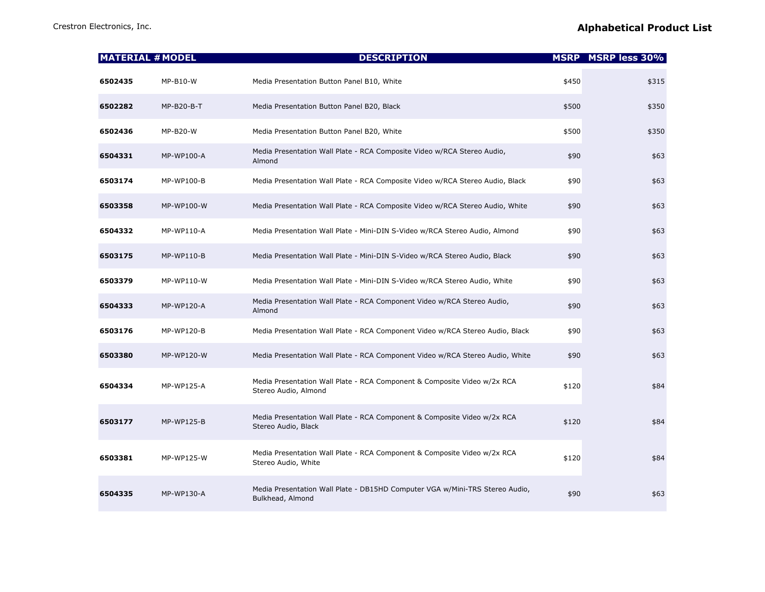| MATERIAL # | MODEL | DESCRIPTION | MSRP | MSRP less 30% |
|---|---|---|---|---|
| **6502435** | MP-B10-W | Media Presentation Button Panel B10, White | $450 | $315 |
| **6502282** | MP-B20-B-T | Media Presentation Button Panel B20, Black | $500 | $350 |
| **6502436** | MP-B20-W | Media Presentation Button Panel B20, White | $500 | $350 |
| **6504331** | MP-WP100-A | Media Presentation Wall Plate - RCA Composite Video w/RCA Stereo Audio, Almond | $90 | $63 |
| **6503174** | MP-WP100-B | Media Presentation Wall Plate - RCA Composite Video w/RCA Stereo Audio, Black | $90 | $63 |
| **6503358** | MP-WP100-W | Media Presentation Wall Plate - RCA Composite Video w/RCA Stereo Audio, White | $90 | $63 |
| **6504332** | MP-WP110-A | Media Presentation Wall Plate - Mini-DIN S-Video w/RCA Stereo Audio, Almond | $90 | $63 |
| **6503175** | MP-WP110-B | Media Presentation Wall Plate - Mini-DIN S-Video w/RCA Stereo Audio, Black | $90 | $63 |
| **6503379** | MP-WP110-W | Media Presentation Wall Plate - Mini-DIN S-Video w/RCA Stereo Audio, White | $90 | $63 |
| **6504333** | MP-WP120-A | Media Presentation Wall Plate - RCA Component Video w/RCA Stereo Audio, Almond | $90 | $63 |
| **6503176** | MP-WP120-B | Media Presentation Wall Plate - RCA Component Video w/RCA Stereo Audio, Black | $90 | $63 |
| **6503380** | MP-WP120-W | Media Presentation Wall Plate - RCA Component Video w/RCA Stereo Audio, White | $90 | $63 |
| **6504334** | MP-WP125-A | Media Presentation Wall Plate - RCA Component & Composite Video w/2x RCA Stereo Audio, Almond | $120 | $84 |
| **6503177** | MP-WP125-B | Media Presentation Wall Plate - RCA Component & Composite Video w/2x RCA Stereo Audio, Black | $120 | $84 |
| **6503381** | MP-WP125-W | Media Presentation Wall Plate - RCA Component & Composite Video w/2x RCA Stereo Audio, White | $120 | $84 |
| **6504335** | MP-WP130-A | Media Presentation Wall Plate - DB15HD Computer VGA w/Mini-TRS Stereo Audio, Bulkhead, Almond | $90 | $63 |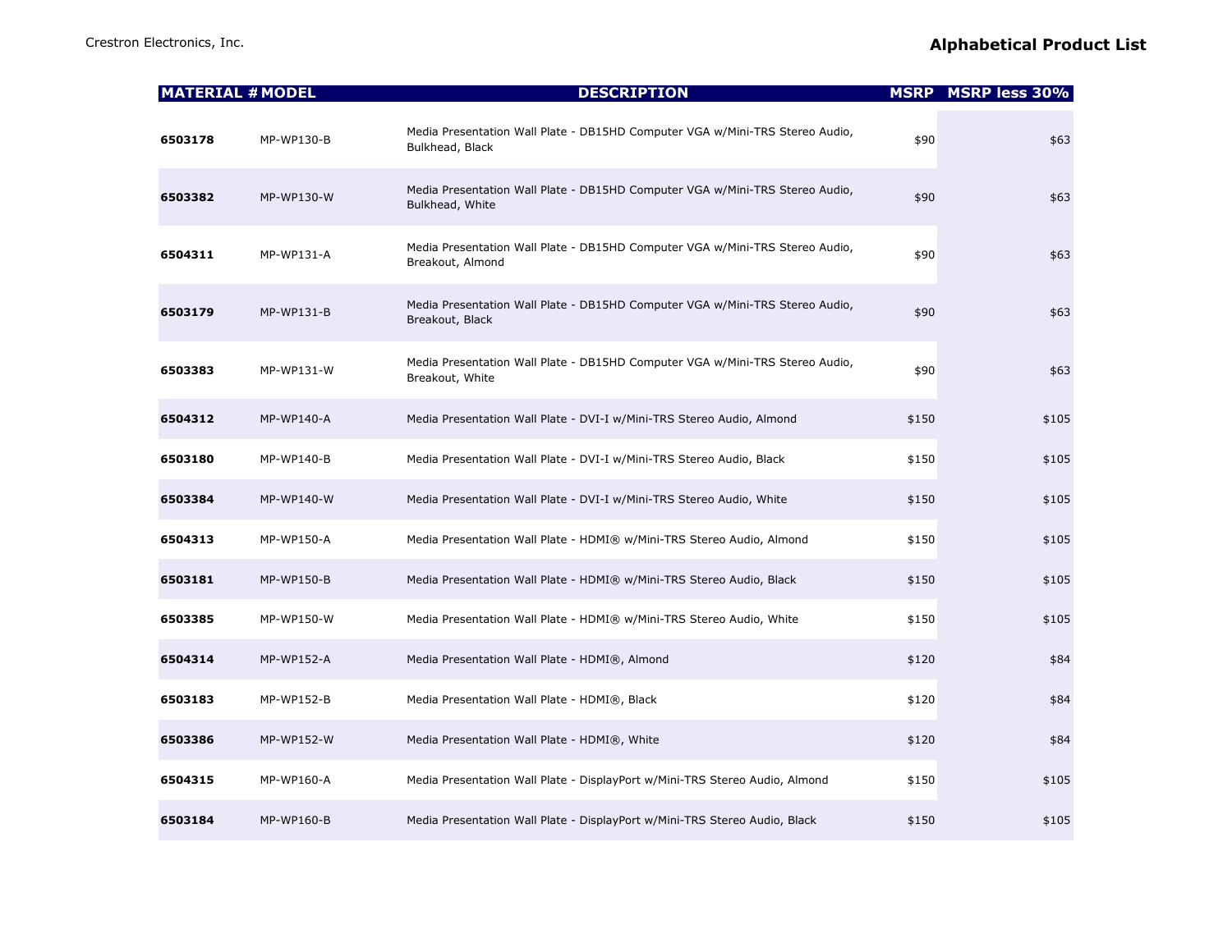| MATERIAL # | MODEL | DESCRIPTION | MSRP | MSRP less 30% |
|---|---|---|---|---|
| **6503178** | MP-WP130-B | Media Presentation Wall Plate - DB15HD Computer VGA w/Mini-TRS Stereo Audio, Bulkhead, Black | $90 | $63 |
| **6503382** | MP-WP130-W | Media Presentation Wall Plate - DB15HD Computer VGA w/Mini-TRS Stereo Audio, Bulkhead, White | $90 | $63 |
| **6504311** | MP-WP131-A | Media Presentation Wall Plate - DB15HD Computer VGA w/Mini-TRS Stereo Audio, Breakout, Almond | $90 | $63 |
| **6503179** | MP-WP131-B | Media Presentation Wall Plate - DB15HD Computer VGA w/Mini-TRS Stereo Audio, Breakout, Black | $90 | $63 |
| **6503383** | MP-WP131-W | Media Presentation Wall Plate - DB15HD Computer VGA w/Mini-TRS Stereo Audio, Breakout, White | $90 | $63 |
| **6504312** | MP-WP140-A | Media Presentation Wall Plate - DVI-I w/Mini-TRS Stereo Audio, Almond | $150 | $105 |
| **6503180** | MP-WP140-B | Media Presentation Wall Plate - DVI-I w/Mini-TRS Stereo Audio, Black | $150 | $105 |
| **6503384** | MP-WP140-W | Media Presentation Wall Plate - DVI-I w/Mini-TRS Stereo Audio, White | $150 | $105 |
| **6504313** | MP-WP150-A | Media Presentation Wall Plate - HDMI® w/Mini-TRS Stereo Audio, Almond | $150 | $105 |
| **6503181** | MP-WP150-B | Media Presentation Wall Plate - HDMI® w/Mini-TRS Stereo Audio, Black | $150 | $105 |
| **6503385** | MP-WP150-W | Media Presentation Wall Plate - HDMI® w/Mini-TRS Stereo Audio, White | $150 | $105 |
| **6504314** | MP-WP152-A | Media Presentation Wall Plate - HDMI®, Almond | $120 | $84 |
| **6503183** | MP-WP152-B | Media Presentation Wall Plate - HDMI®, Black | $120 | $84 |
| **6503386** | MP-WP152-W | Media Presentation Wall Plate - HDMI®, White | $120 | $84 |
| **6504315** | MP-WP160-A | Media Presentation Wall Plate - DisplayPort w/Mini-TRS Stereo Audio, Almond | $150 | $105 |
| **6503184** | MP-WP160-B | Media Presentation Wall Plate - DisplayPort w/Mini-TRS Stereo Audio, Black | $150 | $105 |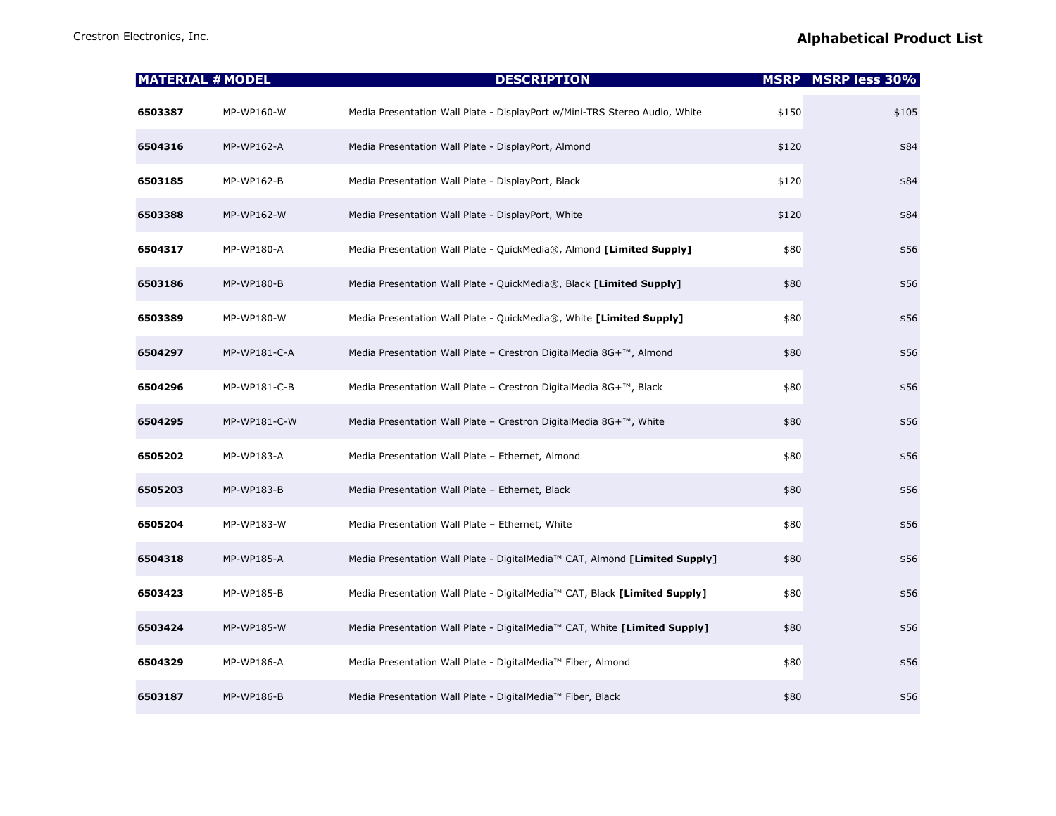| MATERIAL # | MODEL | DESCRIPTION | MSRP | MSRP less 30% |
|---|---|---|---|---|
| **6503387** | MP-WP160-W | Media Presentation Wall Plate - DisplayPort w/Mini-TRS Stereo Audio, White | $150 | $105 |
| **6504316** | MP-WP162-A | Media Presentation Wall Plate - DisplayPort, Almond | $120 | $84 |
| **6503185** | MP-WP162-B | Media Presentation Wall Plate - DisplayPort, Black | $120 | $84 |
| **6503388** | MP-WP162-W | Media Presentation Wall Plate - DisplayPort, White | $120 | $84 |
| **6504317** | MP-WP180-A | Media Presentation Wall Plate - QuickMedia®, Almond **[Limited Supply]** | $80 | $56 |
| **6503186** | MP-WP180-B | Media Presentation Wall Plate - QuickMedia®, Black **[Limited Supply]** | $80 | $56 |
| **6503389** | MP-WP180-W | Media Presentation Wall Plate - QuickMedia®, White **[Limited Supply]** | $80 | $56 |
| **6504297** | MP-WP181-C-A | Media Presentation Wall Plate – Crestron DigitalMedia 8G+™, Almond | $80 | $56 |
| **6504296** | MP-WP181-C-B | Media Presentation Wall Plate – Crestron DigitalMedia 8G+™, Black | $80 | $56 |
| **6504295** | MP-WP181-C-W | Media Presentation Wall Plate – Crestron DigitalMedia 8G+™, White | $80 | $56 |
| **6505202** | MP-WP183-A | Media Presentation Wall Plate – Ethernet, Almond | $80 | $56 |
| **6505203** | MP-WP183-B | Media Presentation Wall Plate – Ethernet, Black | $80 | $56 |
| **6505204** | MP-WP183-W | Media Presentation Wall Plate – Ethernet, White | $80 | $56 |
| **6504318** | MP-WP185-A | Media Presentation Wall Plate - DigitalMedia™ CAT, Almond **[Limited Supply]** | $80 | $56 |
| **6503423** | MP-WP185-B | Media Presentation Wall Plate - DigitalMedia™ CAT, Black **[Limited Supply]** | $80 | $56 |
| **6503424** | MP-WP185-W | Media Presentation Wall Plate - DigitalMedia™ CAT, White **[Limited Supply]** | $80 | $56 |
| **6504329** | MP-WP186-A | Media Presentation Wall Plate - DigitalMedia™ Fiber, Almond | $80 | $56 |
| **6503187** | MP-WP186-B | Media Presentation Wall Plate - DigitalMedia™ Fiber, Black | $80 | $56 |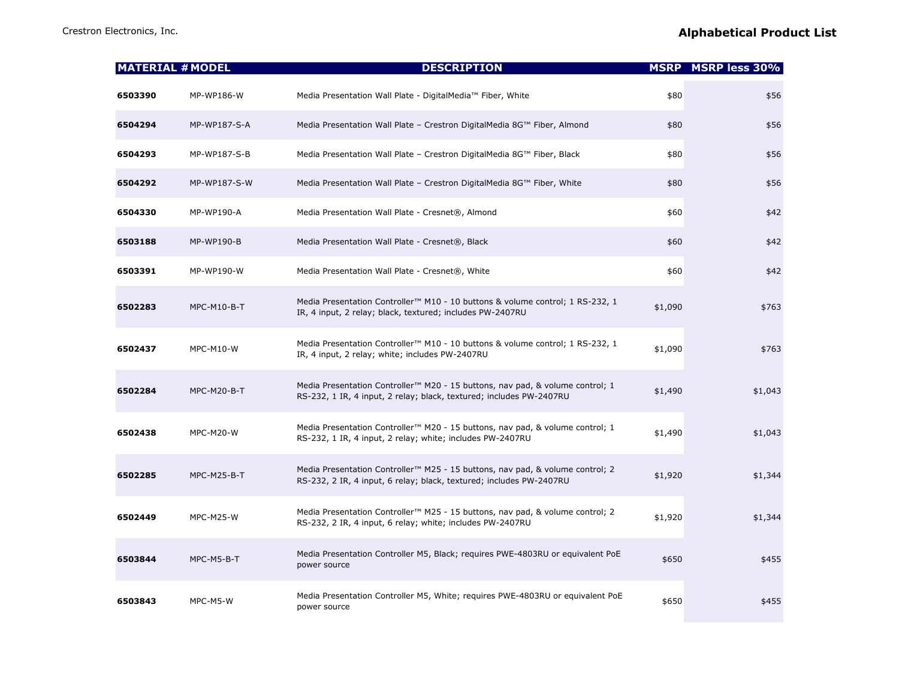| MATERIAL # | MODEL | DESCRIPTION | MSRP | MSRP less 30% |
|---|---|---|---|---|
| **6503390** | MP-WP186-W | Media Presentation Wall Plate - DigitalMedia™ Fiber, White | $80 | $56 |
| **6504294** | MP-WP187-S-A | Media Presentation Wall Plate – Crestron DigitalMedia 8G™ Fiber, Almond | $80 | $56 |
| **6504293** | MP-WP187-S-B | Media Presentation Wall Plate – Crestron DigitalMedia 8G™ Fiber, Black | $80 | $56 |
| **6504292** | MP-WP187-S-W | Media Presentation Wall Plate – Crestron DigitalMedia 8G™ Fiber, White | $80 | $56 |
| **6504330** | MP-WP190-A | Media Presentation Wall Plate - Cresnet®, Almond | $60 | $42 |
| **6503188** | MP-WP190-B | Media Presentation Wall Plate - Cresnet®, Black | $60 | $42 |
| **6503391** | MP-WP190-W | Media Presentation Wall Plate - Cresnet®, White | $60 | $42 |
| **6502283** | MPC-M10-B-T | Media Presentation Controller™ M10 - 10 buttons & volume control; 1 RS-232, 1 IR, 4 input, 2 relay; black, textured; includes PW-2407RU | $1,090 | $763 |
| **6502437** | MPC-M10-W | Media Presentation Controller™ M10 - 10 buttons & volume control; 1 RS-232, 1 IR, 4 input, 2 relay; white; includes PW-2407RU | $1,090 | $763 |
| **6502284** | MPC-M20-B-T | Media Presentation Controller™ M20 - 15 buttons, nav pad, & volume control; 1 RS-232, 1 IR, 4 input, 2 relay; black, textured; includes PW-2407RU | $1,490 | $1,043 |
| **6502438** | MPC-M20-W | Media Presentation Controller™ M20 - 15 buttons, nav pad, & volume control; 1 RS-232, 1 IR, 4 input, 2 relay; white; includes PW-2407RU | $1,490 | $1,043 |
| **6502285** | MPC-M25-B-T | Media Presentation Controller™ M25 - 15 buttons, nav pad, & volume control; 2 RS-232, 2 IR, 4 input, 6 relay; black, textured; includes PW-2407RU | $1,920 | $1,344 |
| **6502449** | MPC-M25-W | Media Presentation Controller™ M25 - 15 buttons, nav pad, & volume control; 2 RS-232, 2 IR, 4 input, 6 relay; white; includes PW-2407RU | $1,920 | $1,344 |
| **6503844** | MPC-M5-B-T | Media Presentation Controller M5, Black; requires PWE-4803RU or equivalent PoE power source | $650 | $455 |
| **6503843** | MPC-M5-W | Media Presentation Controller M5, White; requires PWE-4803RU or equivalent PoE power source | $650 | $455 |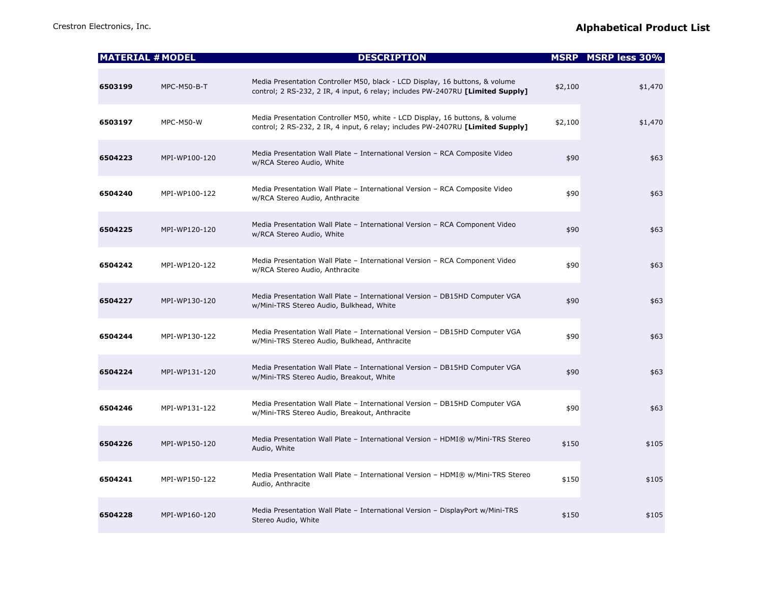| MATERIAL # | MODEL | DESCRIPTION | MSRP | MSRP less 30% |
|---|---|---|---|---|
| **6503199** | MPC-M50-B-T | Media Presentation Controller M50, black - LCD Display, 16 buttons, & volume control; 2 RS-232, 2 IR, 4 input, 6 relay; includes PW-2407RU **[Limited Supply]** | $2,100 | $1,470 |
| **6503197** | MPC-M50-W | Media Presentation Controller M50, white - LCD Display, 16 buttons, & volume control; 2 RS-232, 2 IR, 4 input, 6 relay; includes PW-2407RU **[Limited Supply]** | $2,100 | $1,470 |
| **6504223** | MPI-WP100-120 | Media Presentation Wall Plate – International Version – RCA Composite Video w/RCA Stereo Audio, White | $90 | $63 |
| **6504240** | MPI-WP100-122 | Media Presentation Wall Plate – International Version – RCA Composite Video w/RCA Stereo Audio, Anthracite | $90 | $63 |
| **6504225** | MPI-WP120-120 | Media Presentation Wall Plate – International Version – RCA Component Video w/RCA Stereo Audio, White | $90 | $63 |
| **6504242** | MPI-WP120-122 | Media Presentation Wall Plate – International Version – RCA Component Video w/RCA Stereo Audio, Anthracite | $90 | $63 |
| **6504227** | MPI-WP130-120 | Media Presentation Wall Plate – International Version – DB15HD Computer VGA w/Mini-TRS Stereo Audio, Bulkhead, White | $90 | $63 |
| **6504244** | MPI-WP130-122 | Media Presentation Wall Plate – International Version – DB15HD Computer VGA w/Mini-TRS Stereo Audio, Bulkhead, Anthracite | $90 | $63 |
| **6504224** | MPI-WP131-120 | Media Presentation Wall Plate – International Version – DB15HD Computer VGA w/Mini-TRS Stereo Audio, Breakout, White | $90 | $63 |
| **6504246** | MPI-WP131-122 | Media Presentation Wall Plate – International Version – DB15HD Computer VGA w/Mini-TRS Stereo Audio, Breakout, Anthracite | $90 | $63 |
| **6504226** | MPI-WP150-120 | Media Presentation Wall Plate – International Version – HDMI® w/Mini-TRS Stereo Audio, White | $150 | $105 |
| **6504241** | MPI-WP150-122 | Media Presentation Wall Plate – International Version – HDMI® w/Mini-TRS Stereo Audio, Anthracite | $150 | $105 |
| **6504228** | MPI-WP160-120 | Media Presentation Wall Plate – International Version – DisplayPort w/Mini-TRS Stereo Audio, White | $150 | $105 |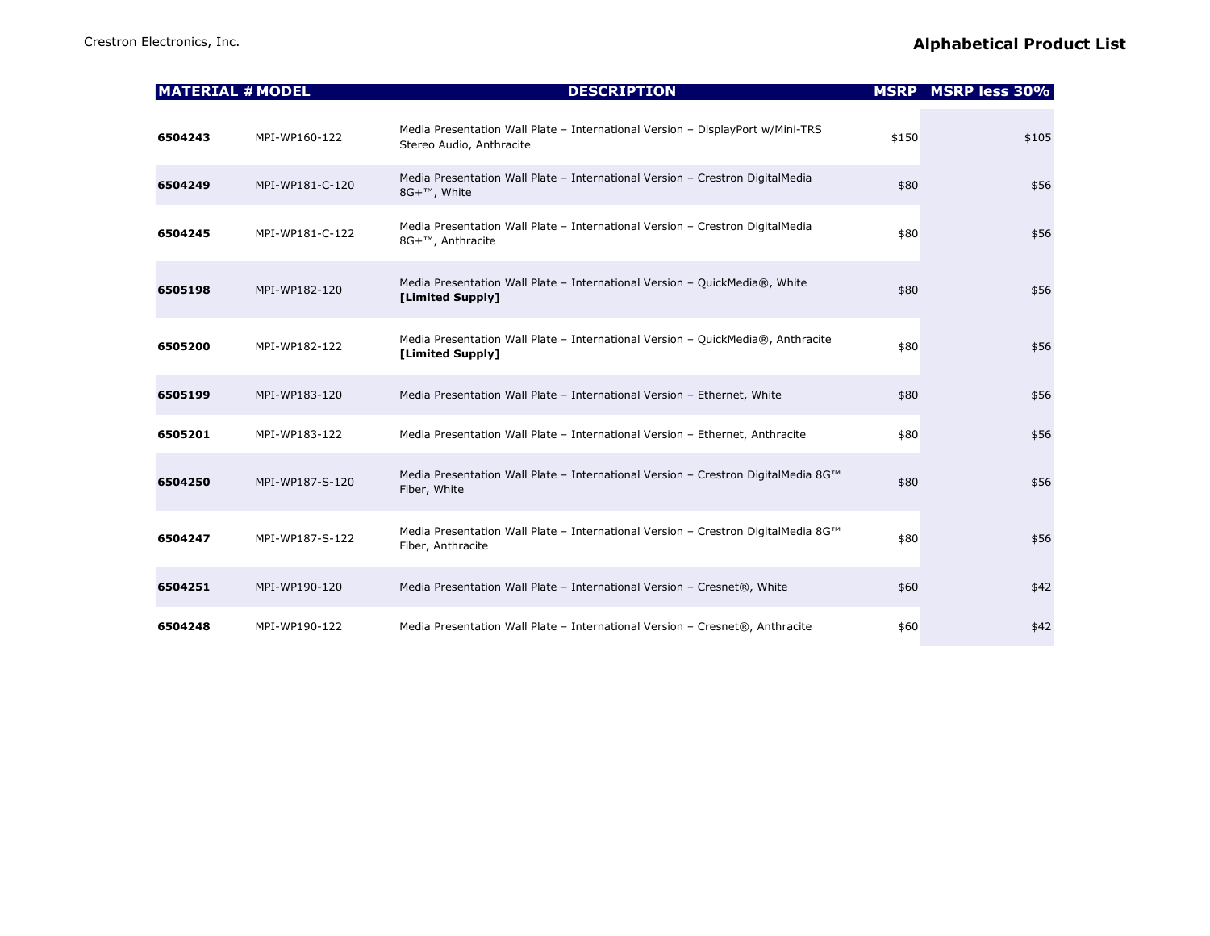| MATERIAL # | MODEL | DESCRIPTION | MSRP | MSRP less 30% |
|---|---|---|---|---|
| **6504243** | MPI-WP160-122 | Media Presentation Wall Plate – International Version – DisplayPort w/Mini-TRS Stereo Audio, Anthracite | $150 | $105 |
| **6504249** | MPI-WP181-C-120 | Media Presentation Wall Plate – International Version – Crestron DigitalMedia 8G+™, White | $80 | $56 |
| **6504245** | MPI-WP181-C-122 | Media Presentation Wall Plate – International Version – Crestron DigitalMedia 8G+™, Anthracite | $80 | $56 |
| **6505198** | MPI-WP182-120 | Media Presentation Wall Plate – International Version – QuickMedia®, White **[Limited Supply]** | $80 | $56 |
| **6505200** | MPI-WP182-122 | Media Presentation Wall Plate – International Version – QuickMedia®, Anthracite **[Limited Supply]** | $80 | $56 |
| **6505199** | MPI-WP183-120 | Media Presentation Wall Plate – International Version – Ethernet, White | $80 | $56 |
| **6505201** | MPI-WP183-122 | Media Presentation Wall Plate – International Version – Ethernet, Anthracite | $80 | $56 |
| **6504250** | MPI-WP187-S-120 | Media Presentation Wall Plate – International Version – Crestron DigitalMedia 8G™ Fiber, White | $80 | $56 |
| **6504247** | MPI-WP187-S-122 | Media Presentation Wall Plate – International Version – Crestron DigitalMedia 8G™ Fiber, Anthracite | $80 | $56 |
| **6504251** | MPI-WP190-120 | Media Presentation Wall Plate – International Version – Cresnet®, White | $60 | $42 |
| **6504248** | MPI-WP190-122 | Media Presentation Wall Plate – International Version – Cresnet®, Anthracite | $60 | $42 |